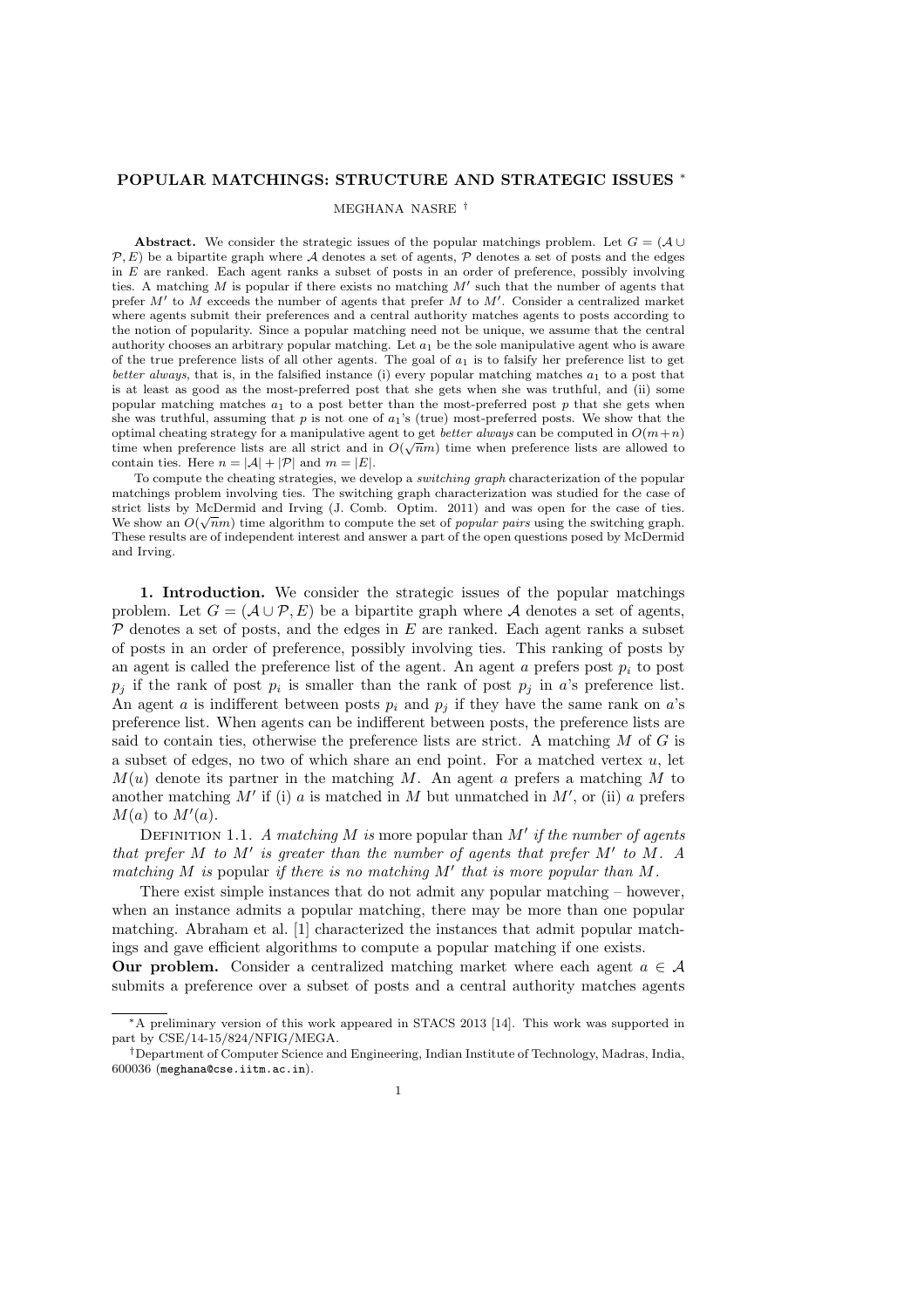# POPULAR MATCHINGS: STRUCTURE AND STRATEGIC ISSUES *

MEGHANA NASRE †

**Abstract.** We consider the strategic issues of the popular matchings problem. Let $G = (\mathcal{A} \cup \mathcal{P}, E)$ be a bipartite graph where $\mathcal{A}$ denotes a set of agents, $\mathcal{P}$ denotes a set of posts and the edges in $E$ are ranked. Each agent ranks a subset of posts in an order of preference, possibly involving ties. A matching $M$ is popular if there exists no matching $M'$ such that the number of agents that prefer $M'$ to $M$ exceeds the number of agents that prefer $M$ to $M'$. Consider a centralized market where agents submit their preferences and a central authority matches agents to posts according to the notion of popularity. Since a popular matching need not be unique, we assume that the central authority chooses an arbitrary popular matching. Let $a_1$ be the sole manipulative agent who is aware of the true preference lists of all other agents. The goal of $a_1$ is to falsify her preference list to get *better always*, that is, in the falsified instance (i) every popular matching matches $a_1$ to a post that is at least as good as the most-preferred post that she gets when she was truthful, and (ii) some popular matching matches $a_1$ to a post better than the most-preferred post $p$ that she gets when she was truthful, assuming that $p$ is not one of $a_1$'s (true) most-preferred posts. We show that the optimal cheating strategy for a manipulative agent to get *better always* can be computed in $O(m+n)$ time when preference lists are all strict and in $O(\sqrt{n}m)$ time when preference lists are allowed to contain ties. Here $n = |\mathcal{A}| + |\mathcal{P}|$ and $m = |E|$.

To compute the cheating strategies, we develop a *switching graph* characterization of the popular matchings problem involving ties. The switching graph characterization was studied for the case of strict lists by McDermid and Irving (J. Comb. Optim. 2011) and was open for the case of ties. We show an $O(\sqrt{n}m)$ time algorithm to compute the set of *popular pairs* using the switching graph. These results are of independent interest and answer a part of the open questions posed by McDermid and Irving.

**1. Introduction.** We consider the strategic issues of the popular matchings problem. Let $G = (\mathcal{A} \cup \mathcal{P}, E)$ be a bipartite graph where $\mathcal{A}$ denotes a set of agents, $\mathcal{P}$ denotes a set of posts, and the edges in $E$ are ranked. Each agent ranks a subset of posts in an order of preference, possibly involving ties. This ranking of posts by an agent is called the preference list of the agent. An agent $a$ prefers post $p_i$ to post $p_j$ if the rank of post $p_i$ is smaller than the rank of post $p_j$ in $a$'s preference list. An agent $a$ is indifferent between posts $p_i$ and $p_j$ if they have the same rank on $a$'s preference list. When agents can be indifferent between posts, the preference lists are said to contain ties, otherwise the preference lists are strict. A matching $M$ of $G$ is a subset of edges, no two of which share an end point. For a matched vertex $u$, let $M(u)$ denote its partner in the matching $M$. An agent $a$ prefers a matching $M$ to another matching $M'$ if (i) $a$ is matched in $M$ but unmatched in $M'$, or (ii) $a$ prefers $M(a)$ to $M'(a)$.

DEFINITION 1.1. *A matching $M$ is* more popular than *$M'$ if the number of agents that prefer $M$ to $M'$ is greater than the number of agents that prefer $M'$ to $M$. A matching $M$ is* popular *if there is no matching $M'$ that is more popular than $M$.*

There exist simple instances that do not admit any popular matching – however, when an instance admits a popular matching, there may be more than one popular matching. Abraham et al. [1] characterized the instances that admit popular matchings and gave efficient algorithms to compute a popular matching if one exists.

**Our problem.** Consider a centralized matching market where each agent $a \in \mathcal{A}$ submits a preference over a subset of posts and a central authority matches agents

---

*A preliminary version of this work appeared in STACS 2013 [14]. This work was supported in part by CSE/14-15/824/NFIG/MEGA.

†Department of Computer Science and Engineering, Indian Institute of Technology, Madras, India, 600036 (meghana@cse.iitm.ac.in).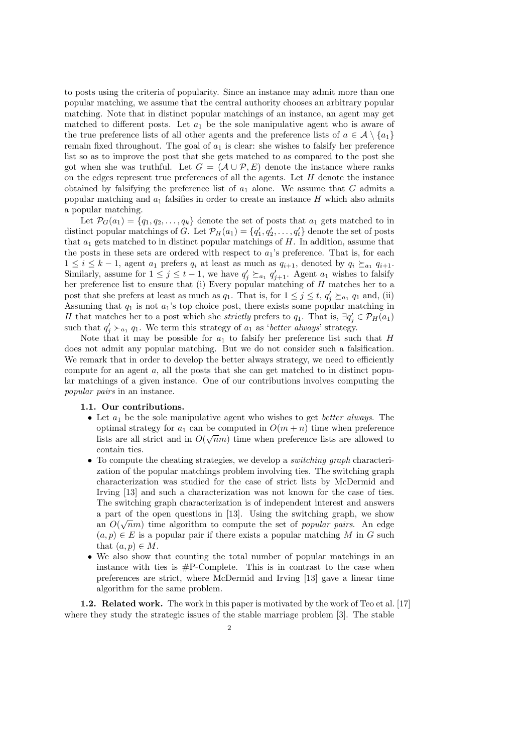to posts using the criteria of popularity. Since an instance may admit more than one popular matching, we assume that the central authority chooses an arbitrary popular matching. Note that in distinct popular matchings of an instance, an agent may get matched to different posts. Let $a_1$ be the sole manipulative agent who is aware of the true preference lists of all other agents and the preference lists of $a \in \mathcal{A} \setminus \{a_1\}$ remain fixed throughout. The goal of $a_1$ is clear: she wishes to falsify her preference list so as to improve the post that she gets matched to as compared to the post she got when she was truthful. Let $G = (\mathcal{A} \cup \mathcal{P}, E)$ denote the instance where ranks on the edges represent true preferences of all the agents. Let $H$ denote the instance obtained by falsifying the preference list of $a_1$ alone. We assume that $G$ admits a popular matching and $a_1$ falsifies in order to create an instance $H$ which also admits a popular matching.

Let $\mathcal{P}_G(a_1) = \{q_1, q_2, \ldots, q_k\}$ denote the set of posts that $a_1$ gets matched to in distinct popular matchings of $G$. Let $\mathcal{P}_H(a_1) = \{q'_1, q'_2, \ldots, q'_t\}$ denote the set of posts that $a_1$ gets matched to in distinct popular matchings of $H$. In addition, assume that the posts in these sets are ordered with respect to $a_1$'s preference. That is, for each $1 \leq i \leq k-1$, agent $a_1$ prefers $q_i$ at least as much as $q_{i+1}$, denoted by $q_i \succeq_{a_1} q_{i+1}$. Similarly, assume for $1 \leq j \leq t-1$, we have $q'_j \succeq_{a_1} q'_{j+1}$. Agent $a_1$ wishes to falsify her preference list to ensure that (i) Every popular matching of $H$ matches her to a post that she prefers at least as much as $q_1$. That is, for $1 \leq j \leq t$, $q'_j \succeq_{a_1} q_1$ and, (ii) Assuming that $q_1$ is not $a_1$'s top choice post, there exists some popular matching in $H$ that matches her to a post which she *strictly* prefers to $q_1$. That is, $\exists q'_j \in \mathcal{P}_H(a_1)$ such that $q'_j \succ_{a_1} q_1$. We term this strategy of $a_1$ as '*better always*' strategy.

Note that it may be possible for $a_1$ to falsify her preference list such that $H$ does not admit any popular matching. But we do not consider such a falsification. We remark that in order to develop the better always strategy, we need to efficiently compute for an agent $a$, all the posts that she can get matched to in distinct popular matchings of a given instance. One of our contributions involves computing the *popular pairs* in an instance.

**1.1. Our contributions.**

- Let $a_1$ be the sole manipulative agent who wishes to get *better always*. The optimal strategy for $a_1$ can be computed in $O(m+n)$ time when preference lists are all strict and in $O(\sqrt{n}m)$ time when preference lists are allowed to contain ties.
- To compute the cheating strategies, we develop a *switching graph* characterization of the popular matchings problem involving ties. The switching graph characterization was studied for the case of strict lists by McDermid and Irving [13] and such a characterization was not known for the case of ties. The switching graph characterization is of independent interest and answers a part of the open questions in [13]. Using the switching graph, we show an $O(\sqrt{n}m)$ time algorithm to compute the set of *popular pairs*. An edge $(a,p) \in E$ is a popular pair if there exists a popular matching $M$ in $G$ such that $(a,p) \in M$.
- We also show that counting the total number of popular matchings in an instance with ties is #P-Complete. This is in contrast to the case when preferences are strict, where McDermid and Irving [13] gave a linear time algorithm for the same problem.

**1.2. Related work.** The work in this paper is motivated by the work of Teo et al. [17] where they study the strategic issues of the stable marriage problem [3]. The stable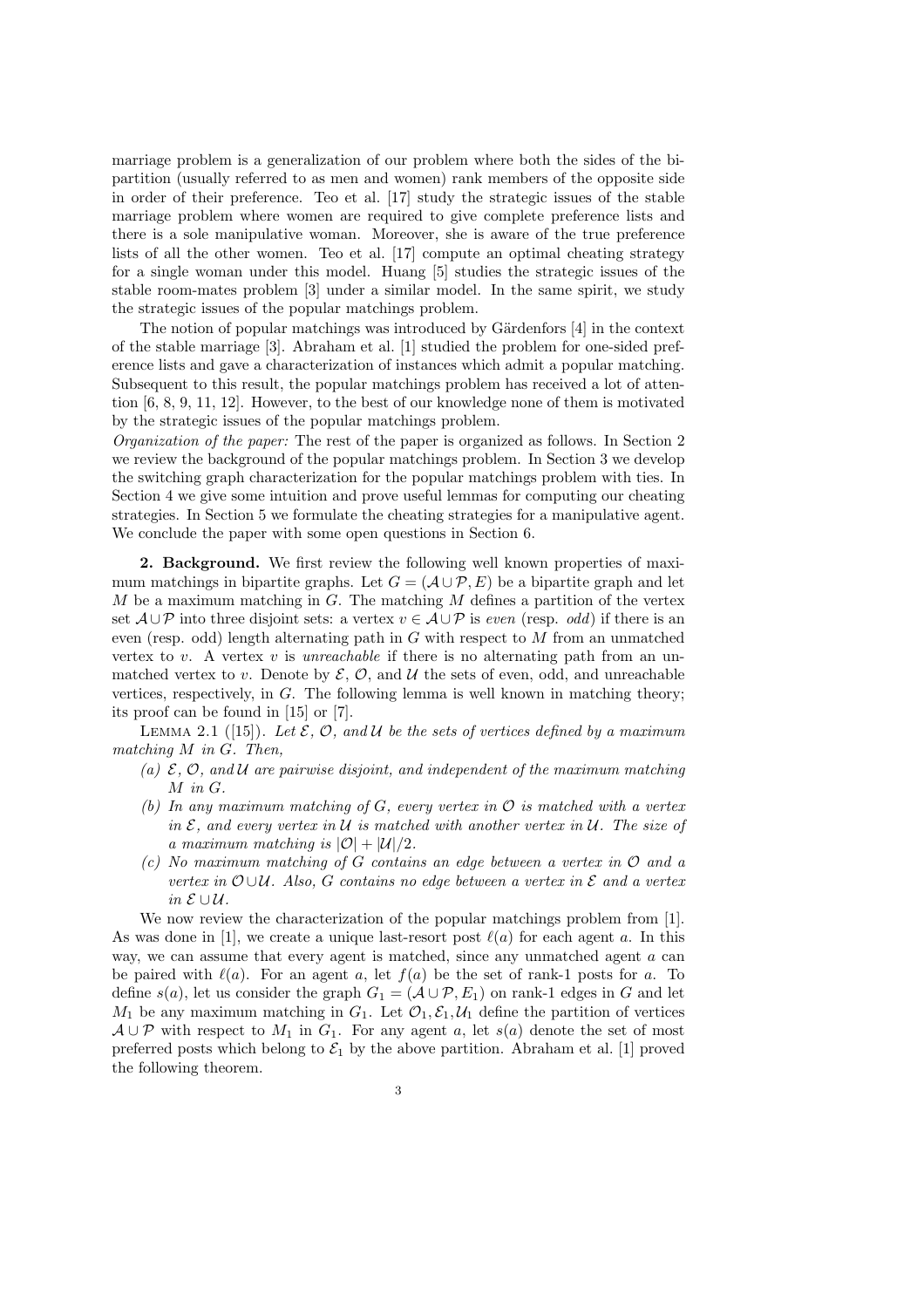marriage problem is a generalization of our problem where both the sides of the bipartition (usually referred to as men and women) rank members of the opposite side in order of their preference. Teo et al. [17] study the strategic issues of the stable marriage problem where women are required to give complete preference lists and there is a sole manipulative woman. Moreover, she is aware of the true preference lists of all the other women. Teo et al. [17] compute an optimal cheating strategy for a single woman under this model. Huang [5] studies the strategic issues of the stable room-mates problem [3] under a similar model. In the same spirit, we study the strategic issues of the popular matchings problem.

The notion of popular matchings was introduced by Gärdenfors [4] in the context of the stable marriage [3]. Abraham et al. [1] studied the problem for one-sided preference lists and gave a characterization of instances which admit a popular matching. Subsequent to this result, the popular matchings problem has received a lot of attention [6, 8, 9, 11, 12]. However, to the best of our knowledge none of them is motivated by the strategic issues of the popular matchings problem.

*Organization of the paper:* The rest of the paper is organized as follows. In Section 2 we review the background of the popular matchings problem. In Section 3 we develop the switching graph characterization for the popular matchings problem with ties. In Section 4 we give some intuition and prove useful lemmas for computing our cheating strategies. In Section 5 we formulate the cheating strategies for a manipulative agent. We conclude the paper with some open questions in Section 6.

## 2. Background.

We first review the following well known properties of maximum matchings in bipartite graphs. Let $G = (\mathcal{A} \cup \mathcal{P}, E)$ be a bipartite graph and let $M$ be a maximum matching in $G$. The matching $M$ defines a partition of the vertex set $\mathcal{A} \cup \mathcal{P}$ into three disjoint sets: a vertex $v \in \mathcal{A} \cup \mathcal{P}$ is *even* (resp. *odd*) if there is an even (resp. odd) length alternating path in $G$ with respect to $M$ from an unmatched vertex to $v$. A vertex $v$ is *unreachable* if there is no alternating path from an unmatched vertex to $v$. Denote by $\mathcal{E}$, $\mathcal{O}$, and $\mathcal{U}$ the sets of even, odd, and unreachable vertices, respectively, in $G$. The following lemma is well known in matching theory; its proof can be found in [15] or [7].

Lemma 2.1 ([15]). *Let $\mathcal{E}$, $\mathcal{O}$, and $\mathcal{U}$ be the sets of vertices defined by a maximum matching $M$ in $G$. Then,*

*(a) $\mathcal{E}$, $\mathcal{O}$, and $\mathcal{U}$ are pairwise disjoint, and independent of the maximum matching $M$ in $G$.*

*(b) In any maximum matching of $G$, every vertex in $\mathcal{O}$ is matched with a vertex in $\mathcal{E}$, and every vertex in $\mathcal{U}$ is matched with another vertex in $\mathcal{U}$. The size of a maximum matching is $|\mathcal{O}| + |\mathcal{U}|/2$.*

*(c) No maximum matching of $G$ contains an edge between a vertex in $\mathcal{O}$ and a vertex in $\mathcal{O} \cup \mathcal{U}$. Also, $G$ contains no edge between a vertex in $\mathcal{E}$ and a vertex in $\mathcal{E} \cup \mathcal{U}$.*

We now review the characterization of the popular matchings problem from [1]. As was done in [1], we create a unique last-resort post $\ell(a)$ for each agent $a$. In this way, we can assume that every agent is matched, since any unmatched agent $a$ can be paired with $\ell(a)$. For an agent $a$, let $f(a)$ be the set of rank-1 posts for $a$. To define $s(a)$, let us consider the graph $G_1 = (\mathcal{A} \cup \mathcal{P}, E_1)$ on rank-1 edges in $G$ and let $M_1$ be any maximum matching in $G_1$. Let $\mathcal{O}_1, \mathcal{E}_1, \mathcal{U}_1$ define the partition of vertices $\mathcal{A} \cup \mathcal{P}$ with respect to $M_1$ in $G_1$. For any agent $a$, let $s(a)$ denote the set of most preferred posts which belong to $\mathcal{E}_1$ by the above partition. Abraham et al. [1] proved the following theorem.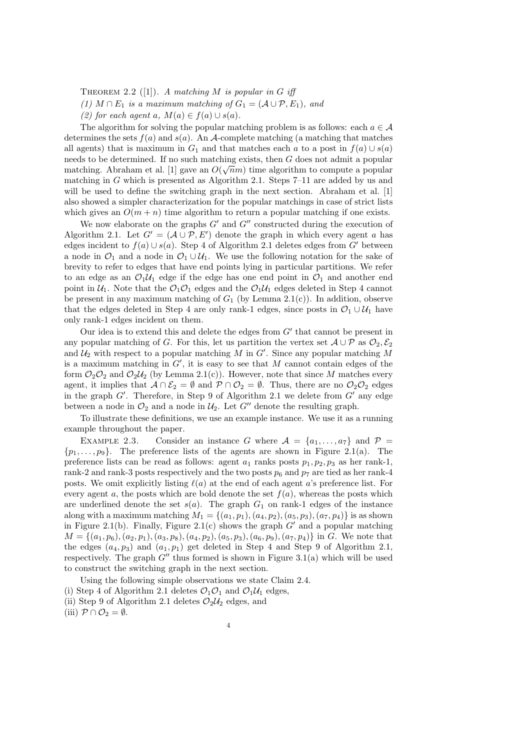THEOREM 2.2 ([1]). *A matching $M$ is popular in $G$ iff*

*(1) $M \cap E_1$ is a maximum matching of $G_1 = (\mathcal{A} \cup \mathcal{P}, E_1)$, and*

*(2) for each agent $a$, $M(a) \in f(a) \cup s(a)$.*

The algorithm for solving the popular matching problem is as follows: each $a \in \mathcal{A}$ determines the sets $f(a)$ and $s(a)$. An $\mathcal{A}$-complete matching (a matching that matches all agents) that is maximum in $G_1$ and that matches each $a$ to a post in $f(a) \cup s(a)$ needs to be determined. If no such matching exists, then $G$ does not admit a popular matching. Abraham et al. [1] gave an $O(\sqrt{n}m)$ time algorithm to compute a popular matching in $G$ which is presented as Algorithm 2.1. Steps 7–11 are added by us and will be used to define the switching graph in the next section. Abraham et al. [1] also showed a simpler characterization for the popular matchings in case of strict lists which gives an $O(m + n)$ time algorithm to return a popular matching if one exists.

We now elaborate on the graphs $G'$ and $G''$ constructed during the execution of Algorithm 2.1. Let $G' = (\mathcal{A} \cup \mathcal{P}, E')$ denote the graph in which every agent $a$ has edges incident to $f(a) \cup s(a)$. Step 4 of Algorithm 2.1 deletes edges from $G'$ between a node in $\mathcal{O}_1$ and a node in $\mathcal{O}_1 \cup \mathcal{U}_1$. We use the following notation for the sake of brevity to refer to edges that have end points lying in particular partitions. We refer to an edge as an $\mathcal{O}_1\mathcal{U}_1$ edge if the edge has one end point in $\mathcal{O}_1$ and another end point in $\mathcal{U}_1$. Note that the $\mathcal{O}_1\mathcal{O}_1$ edges and the $\mathcal{O}_1\mathcal{U}_1$ edges deleted in Step 4 cannot be present in any maximum matching of $G_1$ (by Lemma 2.1(c)). In addition, observe that the edges deleted in Step 4 are only rank-1 edges, since posts in $\mathcal{O}_1 \cup \mathcal{U}_1$ have only rank-1 edges incident on them.

Our idea is to extend this and delete the edges from $G'$ that cannot be present in any popular matching of $G$. For this, let us partition the vertex set $\mathcal{A} \cup \mathcal{P}$ as $\mathcal{O}_2, \mathcal{E}_2$ and $\mathcal{U}_2$ with respect to a popular matching $M$ in $G'$. Since any popular matching $M$ is a maximum matching in $G'$, it is easy to see that $M$ cannot contain edges of the form $\mathcal{O}_2\mathcal{O}_2$ and $\mathcal{O}_2\mathcal{U}_2$ (by Lemma 2.1(c)). However, note that since $M$ matches every agent, it implies that $\mathcal{A} \cap \mathcal{E}_2 = \emptyset$ and $\mathcal{P} \cap \mathcal{O}_2 = \emptyset$. Thus, there are no $\mathcal{O}_2\mathcal{O}_2$ edges in the graph $G'$. Therefore, in Step 9 of Algorithm 2.1 we delete from $G'$ any edge between a node in $\mathcal{O}_2$ and a node in $\mathcal{U}_2$. Let $G''$ denote the resulting graph.

To illustrate these definitions, we use an example instance. We use it as a running example throughout the paper.

EXAMPLE 2.3. Consider an instance $G$ where $\mathcal{A} = \{a_1, \ldots, a_7\}$ and $\mathcal{P} = \{p_1, \ldots, p_9\}$. The preference lists of the agents are shown in Figure 2.1(a). The preference lists can be read as follows: agent $a_1$ ranks posts $p_1, p_2, p_3$ as her rank-1, rank-2 and rank-3 posts respectively and the two posts $p_6$ and $p_7$ are tied as her rank-4 posts. We omit explicitly listing $\ell(a)$ at the end of each agent $a$'s preference list. For every agent $a$, the posts which are bold denote the set $f(a)$, whereas the posts which are underlined denote the set $s(a)$. The graph $G_1$ on rank-1 edges of the instance along with a maximum matching $M_1 = \{(a_1, p_1), (a_4, p_2), (a_5, p_3), (a_7, p_4)\}$ is as shown in Figure 2.1(b). Finally, Figure 2.1(c) shows the graph $G'$ and a popular matching $M = \{(a_1, p_6), (a_2, p_1), (a_3, p_8), (a_4, p_2), (a_5, p_3), (a_6, p_9), (a_7, p_4)\}$ in $G$. We note that the edges $(a_4, p_3)$ and $(a_1, p_1)$ get deleted in Step 4 and Step 9 of Algorithm 2.1, respectively. The graph $G''$ thus formed is shown in Figure 3.1(a) which will be used to construct the switching graph in the next section.

Using the following simple observations we state Claim 2.4.

(i) Step 4 of Algorithm 2.1 deletes $\mathcal{O}_1\mathcal{O}_1$ and $\mathcal{O}_1\mathcal{U}_1$ edges,

(ii) Step 9 of Algorithm 2.1 deletes $\mathcal{O}_2\mathcal{U}_2$ edges, and

(iii) $\mathcal{P} \cap \mathcal{O}_2 = \emptyset$.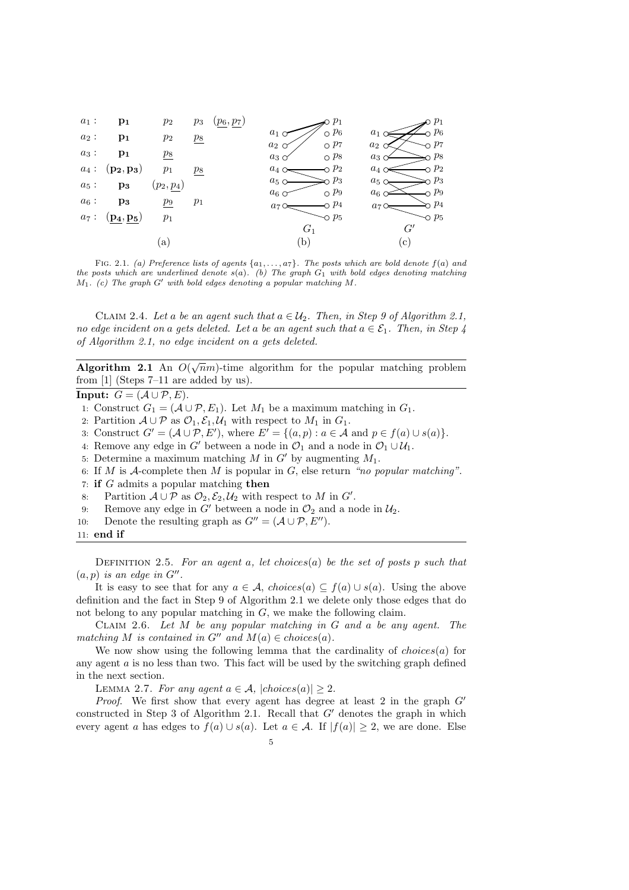| | | | | |
|---|---|---|---|---|
| $a_1$ : | $\mathbf{p_1}$ | $p_2$ | $p_3$ | $(\underline{p_6}, \underline{p_7})$ |
| $a_2$ : | $\mathbf{p_1}$ | $p_2$ | $\underline{p_8}$ | |
| $a_3$ : | $\mathbf{p_1}$ | $\underline{p_8}$ | | |
| $a_4$ : | $(\mathbf{p_2}, \mathbf{p_3})$ | $p_1$ | $\underline{p_8}$ | |
| $a_5$ : | $\mathbf{p_3}$ | $(p_2, \underline{p_4})$ | | |
| $a_6$ : | $\mathbf{p_3}$ | $\underline{p_9}$ | $p_1$ | |
| $a_7$ : | $(\underline{\mathbf{p_4}}, \underline{\mathbf{p_5}})$ | $p_1$ | | |

(a) (b) $G_1$ (c) $G'$

FIG. 2.1. *(a) Preference lists of agents $\{a_1, \ldots, a_7\}$. The posts which are bold denote $f(a)$ and the posts which are underlined denote $s(a)$. (b) The graph $G_1$ with bold edges denoting matching $M_1$. (c) The graph $G'$ with bold edges denoting a popular matching $M$.*

CLAIM 2.4. *Let $a$ be an agent such that $a \in \mathcal{U}_2$. Then, in Step 9 of Algorithm 2.1, no edge incident on $a$ gets deleted. Let $a$ be an agent such that $a \in \mathcal{E}_1$. Then, in Step 4 of Algorithm 2.1, no edge incident on $a$ gets deleted.*

**Algorithm 2.1** An $O(\sqrt{n}m)$-time algorithm for the popular matching problem from [1] (Steps 7–11 are added by us).

**Input:** $G = (\mathcal{A} \cup \mathcal{P}, E)$.

1: Construct $G_1 = (\mathcal{A} \cup \mathcal{P}, E_1)$. Let $M_1$ be a maximum matching in $G_1$.
2: Partition $\mathcal{A} \cup \mathcal{P}$ as $\mathcal{O}_1, \mathcal{E}_1, \mathcal{U}_1$ with respect to $M_1$ in $G_1$.
3: Construct $G' = (\mathcal{A} \cup \mathcal{P}, E')$, where $E' = \{(a, p) : a \in \mathcal{A} \text{ and } p \in f(a) \cup s(a)\}$.
4: Remove any edge in $G'$ between a node in $\mathcal{O}_1$ and a node in $\mathcal{O}_1 \cup \mathcal{U}_1$.
5: Determine a maximum matching $M$ in $G'$ by augmenting $M_1$.
6: If $M$ is $\mathcal{A}$-complete then $M$ is popular in $G$, else return *"no popular matching"*.
7: **if** $G$ admits a popular matching **then**
8: Partition $\mathcal{A} \cup \mathcal{P}$ as $\mathcal{O}_2, \mathcal{E}_2, \mathcal{U}_2$ with respect to $M$ in $G'$.
9: Remove any edge in $G'$ between a node in $\mathcal{O}_2$ and a node in $\mathcal{U}_2$.
10: Denote the resulting graph as $G'' = (\mathcal{A} \cup \mathcal{P}, E'')$.
11: **end if**

DEFINITION 2.5. *For an agent $a$, let $choices(a)$ be the set of posts $p$ such that $(a, p)$ is an edge in $G''$.*

It is easy to see that for any $a \in \mathcal{A}$, $choices(a) \subseteq f(a) \cup s(a)$. Using the above definition and the fact in Step 9 of Algorithm 2.1 we delete only those edges that do not belong to any popular matching in $G$, we make the following claim.

CLAIM 2.6. *Let $M$ be any popular matching in $G$ and $a$ be any agent. The matching $M$ is contained in $G''$ and $M(a) \in choices(a)$.*

We now show using the following lemma that the cardinality of $choices(a)$ for any agent $a$ is no less than two. This fact will be used by the switching graph defined in the next section.

LEMMA 2.7. *For any agent $a \in \mathcal{A}$, $|choices(a)| \geq 2$.*

*Proof*. We first show that every agent has degree at least 2 in the graph $G'$ constructed in Step 3 of Algorithm 2.1. Recall that $G'$ denotes the graph in which every agent $a$ has edges to $f(a) \cup s(a)$. Let $a \in \mathcal{A}$. If $|f(a)| \geq 2$, we are done. Else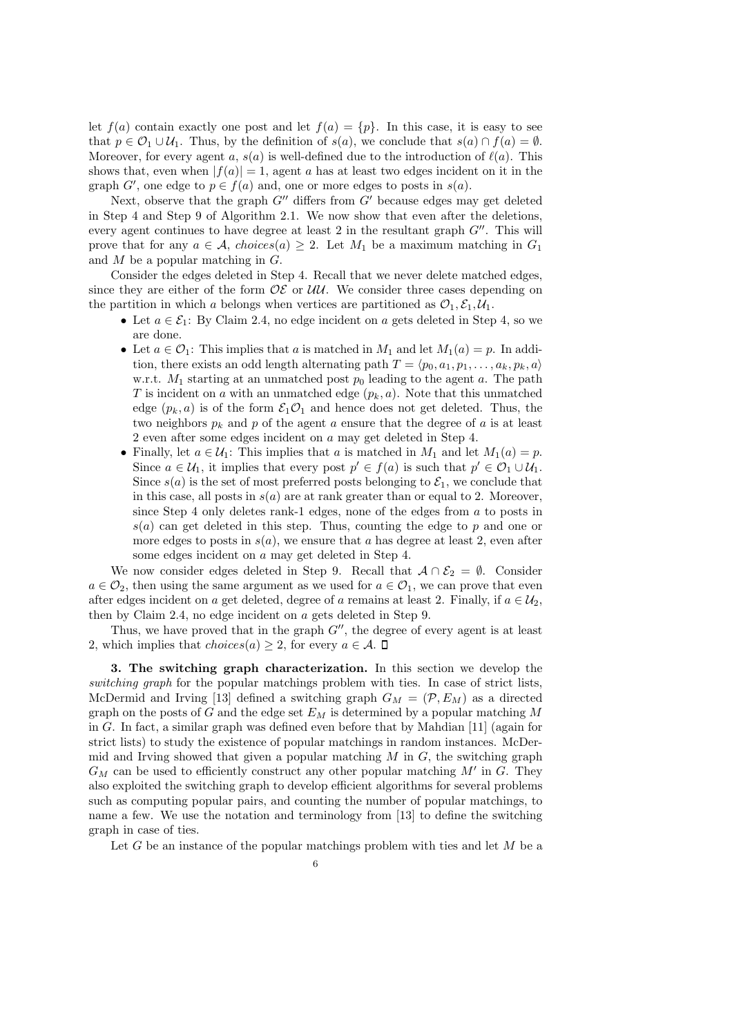let $f(a)$ contain exactly one post and let $f(a) = \{p\}$. In this case, it is easy to see that $p \in \mathcal{O}_1 \cup \mathcal{U}_1$. Thus, by the definition of $s(a)$, we conclude that $s(a) \cap f(a) = \emptyset$. Moreover, for every agent $a$, $s(a)$ is well-defined due to the introduction of $\ell(a)$. This shows that, even when $|f(a)| = 1$, agent $a$ has at least two edges incident on it in the graph $G'$, one edge to $p \in f(a)$ and, one or more edges to posts in $s(a)$.

Next, observe that the graph $G''$ differs from $G'$ because edges may get deleted in Step 4 and Step 9 of Algorithm 2.1. We now show that even after the deletions, every agent continues to have degree at least 2 in the resultant graph $G''$. This will prove that for any $a \in \mathcal{A}$, *choices*$(a) \geq 2$. Let $M_1$ be a maximum matching in $G_1$ and $M$ be a popular matching in $G$.

Consider the edges deleted in Step 4. Recall that we never delete matched edges, since they are either of the form $\mathcal{OE}$ or $\mathcal{UU}$. We consider three cases depending on the partition in which $a$ belongs when vertices are partitioned as $\mathcal{O}_1, \mathcal{E}_1, \mathcal{U}_1$.

- Let $a \in \mathcal{E}_1$: By Claim 2.4, no edge incident on $a$ gets deleted in Step 4, so we are done.
- Let $a \in \mathcal{O}_1$: This implies that $a$ is matched in $M_1$ and let $M_1(a) = p$. In addition, there exists an odd length alternating path $T = \langle p_0, a_1, p_1, \ldots, a_k, p_k, a \rangle$ w.r.t. $M_1$ starting at an unmatched post $p_0$ leading to the agent $a$. The path $T$ is incident on $a$ with an unmatched edge $(p_k, a)$. Note that this unmatched edge $(p_k, a)$ is of the form $\mathcal{E}_1\mathcal{O}_1$ and hence does not get deleted. Thus, the two neighbors $p_k$ and $p$ of the agent $a$ ensure that the degree of $a$ is at least 2 even after some edges incident on $a$ may get deleted in Step 4.
- Finally, let $a \in \mathcal{U}_1$: This implies that $a$ is matched in $M_1$ and let $M_1(a) = p$. Since $a \in \mathcal{U}_1$, it implies that every post $p' \in f(a)$ is such that $p' \in \mathcal{O}_1 \cup \mathcal{U}_1$. Since $s(a)$ is the set of most preferred posts belonging to $\mathcal{E}_1$, we conclude that in this case, all posts in $s(a)$ are at rank greater than or equal to 2. Moreover, since Step 4 only deletes rank-1 edges, none of the edges from $a$ to posts in $s(a)$ can get deleted in this step. Thus, counting the edge to $p$ and one or more edges to posts in $s(a)$, we ensure that $a$ has degree at least 2, even after some edges incident on $a$ may get deleted in Step 4.

We now consider edges deleted in Step 9. Recall that $\mathcal{A} \cap \mathcal{E}_2 = \emptyset$. Consider $a \in \mathcal{O}_2$, then using the same argument as we used for $a \in \mathcal{O}_1$, we can prove that even after edges incident on $a$ get deleted, degree of $a$ remains at least 2. Finally, if $a \in \mathcal{U}_2$, then by Claim 2.4, no edge incident on $a$ gets deleted in Step 9.

Thus, we have proved that in the graph $G''$, the degree of every agent is at least 2, which implies that *choices*$(a) \geq 2$, for every $a \in \mathcal{A}$. □

## 3. The switching graph characterization.

In this section we develop the *switching graph* for the popular matchings problem with ties. In case of strict lists, McDermid and Irving [13] defined a switching graph $G_M = (\mathcal{P}, E_M)$ as a directed graph on the posts of $G$ and the edge set $E_M$ is determined by a popular matching $M$ in $G$. In fact, a similar graph was defined even before that by Mahdian [11] (again for strict lists) to study the existence of popular matchings in random instances. McDermid and Irving showed that given a popular matching $M$ in $G$, the switching graph $G_M$ can be used to efficiently construct any other popular matching $M'$ in $G$. They also exploited the switching graph to develop efficient algorithms for several problems such as computing popular pairs, and counting the number of popular matchings, to name a few. We use the notation and terminology from [13] to define the switching graph in case of ties.

Let $G$ be an instance of the popular matchings problem with ties and let $M$ be a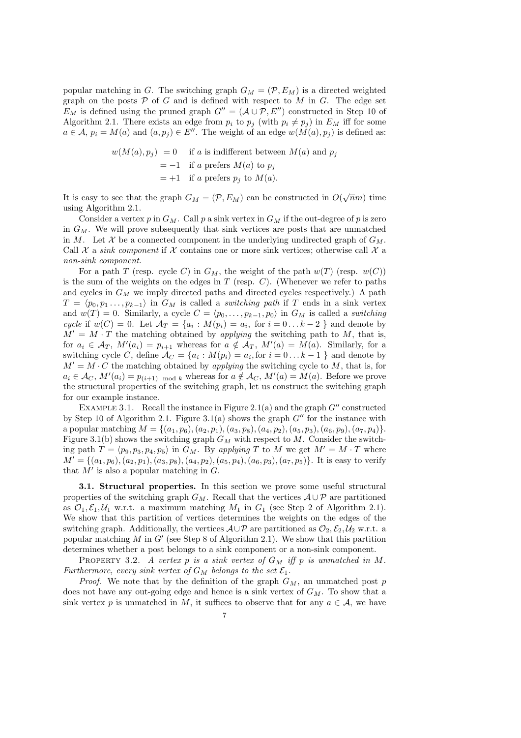popular matching in $G$. The switching graph $G_M = (\mathcal{P}, E_M)$ is a directed weighted graph on the posts $\mathcal{P}$ of $G$ and is defined with respect to $M$ in $G$. The edge set $E_M$ is defined using the pruned graph $G'' = (\mathcal{A} \cup \mathcal{P}, E'')$ constructed in Step 10 of Algorithm 2.1. There exists an edge from $p_i$ to $p_j$ (with $p_i \neq p_j$) in $E_M$ iff for some $a \in \mathcal{A}$, $p_i = M(a)$ and $(a, p_j) \in E''$. The weight of an edge $w(M(a), p_j)$ is defined as:

$$
\begin{aligned}
w(M(a), p_j) &= 0 \quad \text{if } a \text{ is indifferent between } M(a) \text{ and } p_j \\
&= -1 \quad \text{if } a \text{ prefers } M(a) \text{ to } p_j \\
&= +1 \quad \text{if } a \text{ prefers } p_j \text{ to } M(a).
\end{aligned}
$$

It is easy to see that the graph $G_M = (\mathcal{P}, E_M)$ can be constructed in $O(\sqrt{n}m)$ time using Algorithm 2.1.

Consider a vertex $p$ in $G_M$. Call $p$ a sink vertex in $G_M$ if the out-degree of $p$ is zero in $G_M$. We will prove subsequently that sink vertices are posts that are unmatched in $M$. Let $\mathcal{X}$ be a connected component in the underlying undirected graph of $G_M$. Call $\mathcal{X}$ a *sink component* if $\mathcal{X}$ contains one or more sink vertices; otherwise call $\mathcal{X}$ a *non-sink component*.

For a path $T$ (resp. cycle $C$) in $G_M$, the weight of the path $w(T)$ (resp. $w(C)$) is the sum of the weights on the edges in $T$ (resp. $C$). (Whenever we refer to paths and cycles in $G_M$ we imply directed paths and directed cycles respectively.) A path $T = \langle p_0, p_1 \ldots, p_{k-1} \rangle$ in $G_M$ is called a *switching path* if $T$ ends in a sink vertex and $w(T) = 0$. Similarly, a cycle $C = \langle p_0, \ldots, p_{k-1}, p_0 \rangle$ in $G_M$ is called a *switching cycle* if $w(C) = 0$. Let $\mathcal{A}_T = \{a_i : M(p_i) = a_i, \text{ for } i = 0 \ldots k-2 \}$ and denote by $M' = M \cdot T$ the matching obtained by *applying* the switching path to $M$, that is, for $a_i \in \mathcal{A}_T$, $M'(a_i) = p_{i+1}$ whereas for $a \notin \mathcal{A}_T$, $M'(a) = M(a)$. Similarly, for a switching cycle $C$, define $\mathcal{A}_C = \{a_i : M(p_i) = a_i, \text{for } i = 0 \ldots k-1 \}$ and denote by $M' = M \cdot C$ the matching obtained by *applying* the switching cycle to $M$, that is, for $a_i \in \mathcal{A}_C$, $M'(a_i) = p_{(i+1) \mod k}$ whereas for $a \notin \mathcal{A}_C$, $M'(a) = M(a)$. Before we prove the structural properties of the switching graph, let us construct the switching graph for our example instance.

Example 3.1. Recall the instance in Figure 2.1(a) and the graph $G''$ constructed by Step 10 of Algorithm 2.1. Figure 3.1(a) shows the graph $G''$ for the instance with a popular matching $M = \{(a_1, p_6), (a_2, p_1), (a_3, p_8), (a_4, p_2), (a_5, p_3), (a_6, p_9), (a_7, p_4)\}$. Figure 3.1(b) shows the switching graph $G_M$ with respect to $M$. Consider the switching path $T = \langle p_9, p_3, p_4, p_5 \rangle$ in $G_M$. By *applying* $T$ to $M$ we get $M' = M \cdot T$ where $M' = \{(a_1, p_6), (a_2, p_1), (a_3, p_8), (a_4, p_2), (a_5, p_4), (a_6, p_3), (a_7, p_5)\}$. It is easy to verify that $M'$ is also a popular matching in $G$.

**3.1. Structural properties.** In this section we prove some useful structural properties of the switching graph $G_M$. Recall that the vertices $\mathcal{A} \cup \mathcal{P}$ are partitioned as $\mathcal{O}_1, \mathcal{E}_1, \mathcal{U}_1$ w.r.t. a maximum matching $M_1$ in $G_1$ (see Step 2 of Algorithm 2.1). We show that this partition of vertices determines the weights on the edges of the switching graph. Additionally, the vertices $\mathcal{A} \cup \mathcal{P}$ are partitioned as $\mathcal{O}_2, \mathcal{E}_2, \mathcal{U}_2$ w.r.t. a popular matching $M$ in $G'$ (see Step 8 of Algorithm 2.1). We show that this partition determines whether a post belongs to a sink component or a non-sink component.

Property 3.2. *A vertex $p$ is a sink vertex of $G_M$ iff $p$ is unmatched in $M$. Furthermore, every sink vertex of $G_M$ belongs to the set $\mathcal{E}_1$.*

*Proof.* We note that by the definition of the graph $G_M$, an unmatched post $p$ does not have any out-going edge and hence is a sink vertex of $G_M$. To show that a sink vertex $p$ is unmatched in $M$, it suffices to observe that for any $a \in \mathcal{A}$, we have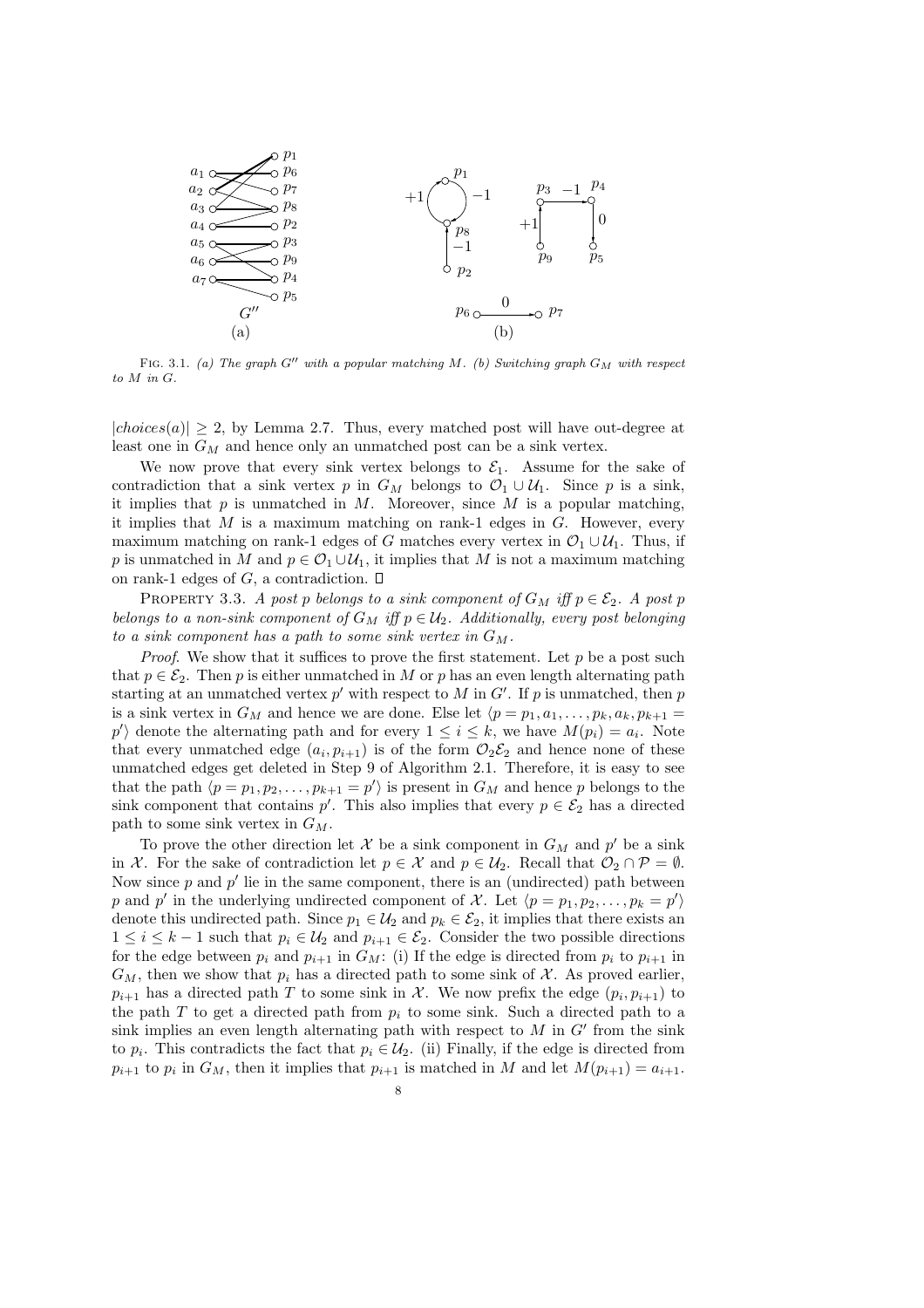FIG. 3.1. *(a) The graph $G''$ with a popular matching $M$. (b) Switching graph $G_M$ with respect to $M$ in $G$.*

$|choices(a)| \geq 2$, by Lemma 2.7. Thus, every matched post will have out-degree at least one in $G_M$ and hence only an unmatched post can be a sink vertex.

We now prove that every sink vertex belongs to $\mathcal{E}_1$. Assume for the sake of contradiction that a sink vertex $p$ in $G_M$ belongs to $\mathcal{O}_1 \cup \mathcal{U}_1$. Since $p$ is a sink, it implies that $p$ is unmatched in $M$. Moreover, since $M$ is a popular matching, it implies that $M$ is a maximum matching on rank-1 edges in $G$. However, every maximum matching on rank-1 edges of $G$ matches every vertex in $\mathcal{O}_1 \cup \mathcal{U}_1$. Thus, if $p$ is unmatched in $M$ and $p \in \mathcal{O}_1 \cup \mathcal{U}_1$, it implies that $M$ is not a maximum matching on rank-1 edges of $G$, a contradiction. $\square$

PROPERTY 3.3. *A post $p$ belongs to a sink component of $G_M$ iff $p \in \mathcal{E}_2$. A post $p$ belongs to a non-sink component of $G_M$ iff $p \in \mathcal{U}_2$. Additionally, every post belonging to a sink component has a path to some sink vertex in $G_M$.*

*Proof.* We show that it suffices to prove the first statement. Let $p$ be a post such that $p \in \mathcal{E}_2$. Then $p$ is either unmatched in $M$ or $p$ has an even length alternating path starting at an unmatched vertex $p'$ with respect to $M$ in $G'$. If $p$ is unmatched, then $p$ is a sink vertex in $G_M$ and hence we are done. Else let $\langle p = p_1, a_1, \ldots, p_k, a_k, p_{k+1} = p' \rangle$ denote the alternating path and for every $1 \leq i \leq k$, we have $M(p_i) = a_i$. Note that every unmatched edge $(a_i, p_{i+1})$ is of the form $\mathcal{O}_2\mathcal{E}_2$ and hence none of these unmatched edges get deleted in Step 9 of Algorithm 2.1. Therefore, it is easy to see that the path $\langle p = p_1, p_2, \ldots, p_{k+1} = p' \rangle$ is present in $G_M$ and hence $p$ belongs to the sink component that contains $p'$. This also implies that every $p \in \mathcal{E}_2$ has a directed path to some sink vertex in $G_M$.

To prove the other direction let $\mathcal{X}$ be a sink component in $G_M$ and $p'$ be a sink in $\mathcal{X}$. For the sake of contradiction let $p \in \mathcal{X}$ and $p \in \mathcal{U}_2$. Recall that $\mathcal{O}_2 \cap \mathcal{P} = \emptyset$. Now since $p$ and $p'$ lie in the same component, there is an (undirected) path between $p$ and $p'$ in the underlying undirected component of $\mathcal{X}$. Let $\langle p = p_1, p_2, \ldots, p_k = p' \rangle$ denote this undirected path. Since $p_1 \in \mathcal{U}_2$ and $p_k \in \mathcal{E}_2$, it implies that there exists an $1 \leq i \leq k-1$ such that $p_i \in \mathcal{U}_2$ and $p_{i+1} \in \mathcal{E}_2$. Consider the two possible directions for the edge between $p_i$ and $p_{i+1}$ in $G_M$: (i) If the edge is directed from $p_i$ to $p_{i+1}$ in $G_M$, then we show that $p_i$ has a directed path to some sink of $\mathcal{X}$. As proved earlier, $p_{i+1}$ has a directed path $T$ to some sink in $\mathcal{X}$. We now prefix the edge $(p_i, p_{i+1})$ to the path $T$ to get a directed path from $p_i$ to some sink. Such a directed path to a sink implies an even length alternating path with respect to $M$ in $G'$ from the sink to $p_i$. This contradicts the fact that $p_i \in \mathcal{U}_2$. (ii) Finally, if the edge is directed from $p_{i+1}$ to $p_i$ in $G_M$, then it implies that $p_{i+1}$ is matched in $M$ and let $M(p_{i+1}) = a_{i+1}$.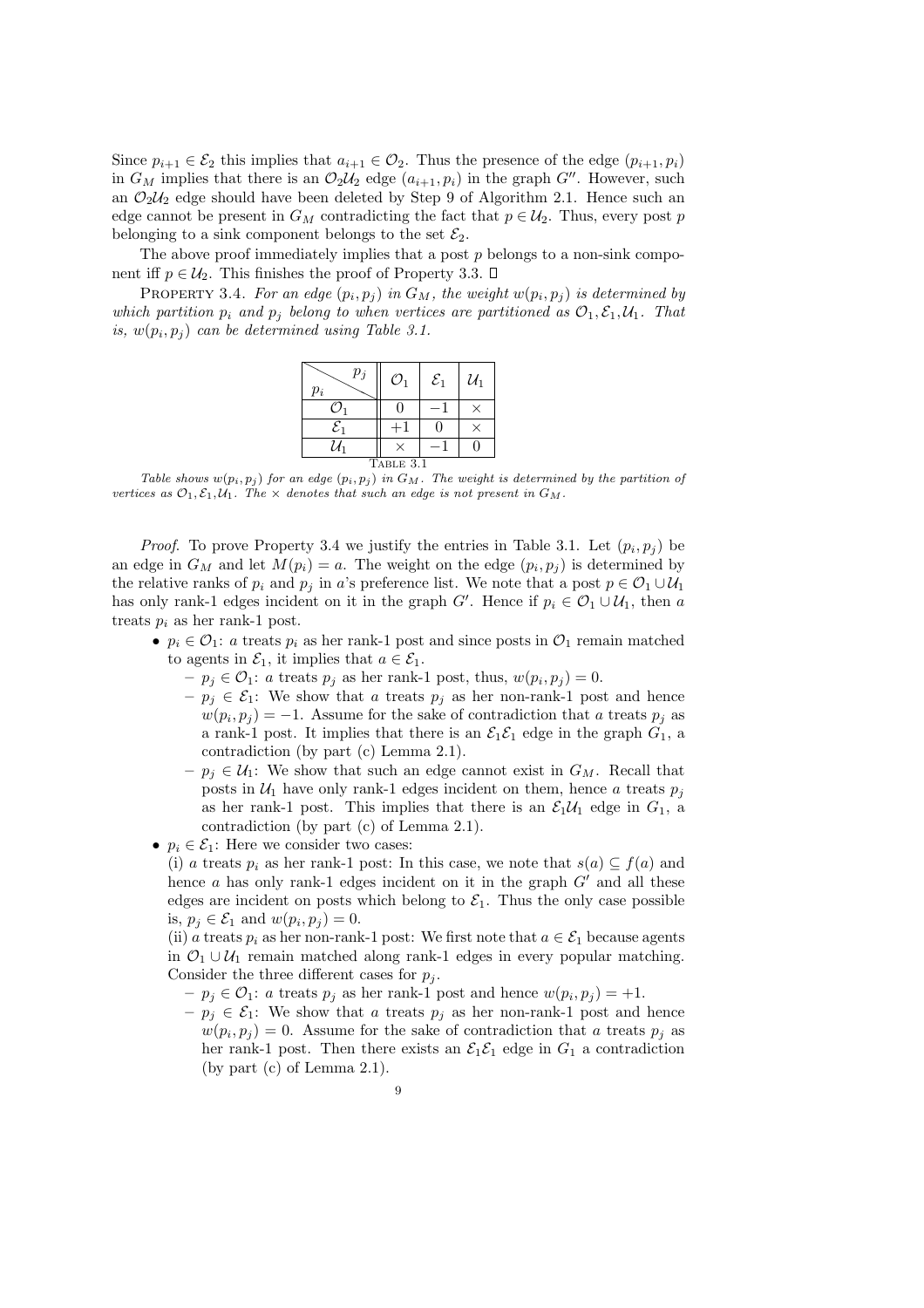Since $p_{i+1} \in \mathcal{E}_2$ this implies that $a_{i+1} \in \mathcal{O}_2$. Thus the presence of the edge $(p_{i+1}, p_i)$ in $G_M$ implies that there is an $\mathcal{O}_2\mathcal{U}_2$ edge $(a_{i+1}, p_i)$ in the graph $G''$. However, such an $\mathcal{O}_2\mathcal{U}_2$ edge should have been deleted by Step 9 of Algorithm 2.1. Hence such an edge cannot be present in $G_M$ contradicting the fact that $p \in \mathcal{U}_2$. Thus, every post $p$ belonging to a sink component belongs to the set $\mathcal{E}_2$.

The above proof immediately implies that a post $p$ belongs to a non-sink component iff $p \in \mathcal{U}_2$. This finishes the proof of Property 3.3. $\square$

Property 3.4. *For an edge $(p_i, p_j)$ in $G_M$, the weight $w(p_i, p_j)$ is determined by which partition $p_i$ and $p_j$ belong to when vertices are partitioned as $\mathcal{O}_1, \mathcal{E}_1, \mathcal{U}_1$. That is, $w(p_i, p_j)$ can be determined using Table 3.1.*

| $p_i$ \ $p_j$ | $\mathcal{O}_1$ | $\mathcal{E}_1$ | $\mathcal{U}_1$ |
|---|---|---|---|
| $\mathcal{O}_1$ | 0 | $-1$ | $\times$ |
| $\mathcal{E}_1$ | $+1$ | 0 | $\times$ |
| $\mathcal{U}_1$ | $\times$ | $-1$ | 0 |

Table 3.1

*Table shows $w(p_i, p_j)$ for an edge $(p_i, p_j)$ in $G_M$. The weight is determined by the partition of vertices as $\mathcal{O}_1, \mathcal{E}_1, \mathcal{U}_1$. The $\times$ denotes that such an edge is not present in $G_M$.*

*Proof.* To prove Property 3.4 we justify the entries in Table 3.1. Let $(p_i, p_j)$ be an edge in $G_M$ and let $M(p_i) = a$. The weight on the edge $(p_i, p_j)$ is determined by the relative ranks of $p_i$ and $p_j$ in $a$'s preference list. We note that a post $p \in \mathcal{O}_1 \cup \mathcal{U}_1$ has only rank-1 edges incident on it in the graph $G'$. Hence if $p_i \in \mathcal{O}_1 \cup \mathcal{U}_1$, then $a$ treats $p_i$ as her rank-1 post.

- $p_i \in \mathcal{O}_1$: $a$ treats $p_i$ as her rank-1 post and since posts in $\mathcal{O}_1$ remain matched to agents in $\mathcal{E}_1$, it implies that $a \in \mathcal{E}_1$.
  - $p_j \in \mathcal{O}_1$: $a$ treats $p_j$ as her rank-1 post, thus, $w(p_i, p_j) = 0$.
  - $p_j \in \mathcal{E}_1$: We show that $a$ treats $p_j$ as her non-rank-1 post and hence $w(p_i, p_j) = -1$. Assume for the sake of contradiction that $a$ treats $p_j$ as a rank-1 post. It implies that there is an $\mathcal{E}_1\mathcal{E}_1$ edge in the graph $G_1$, a contradiction (by part (c) Lemma 2.1).
  - $p_j \in \mathcal{U}_1$: We show that such an edge cannot exist in $G_M$. Recall that posts in $\mathcal{U}_1$ have only rank-1 edges incident on them, hence $a$ treats $p_j$ as her rank-1 post. This implies that there is an $\mathcal{E}_1\mathcal{U}_1$ edge in $G_1$, a contradiction (by part (c) of Lemma 2.1).
- $p_i \in \mathcal{E}_1$: Here we consider two cases:

  (i) $a$ treats $p_i$ as her rank-1 post: In this case, we note that $s(a) \subseteq f(a)$ and hence $a$ has only rank-1 edges incident on it in the graph $G'$ and all these edges are incident on posts which belong to $\mathcal{E}_1$. Thus the only case possible is, $p_j \in \mathcal{E}_1$ and $w(p_i, p_j) = 0$.

  (ii) $a$ treats $p_i$ as her non-rank-1 post: We first note that $a \in \mathcal{E}_1$ because agents in $\mathcal{O}_1 \cup \mathcal{U}_1$ remain matched along rank-1 edges in every popular matching. Consider the three different cases for $p_j$.
  - $p_j \in \mathcal{O}_1$: $a$ treats $p_j$ as her rank-1 post and hence $w(p_i, p_j) = +1$.
  - $p_j \in \mathcal{E}_1$: We show that $a$ treats $p_j$ as her non-rank-1 post and hence $w(p_i, p_j) = 0$. Assume for the sake of contradiction that $a$ treats $p_j$ as her rank-1 post. Then there exists an $\mathcal{E}_1\mathcal{E}_1$ edge in $G_1$ a contradiction (by part (c) of Lemma 2.1).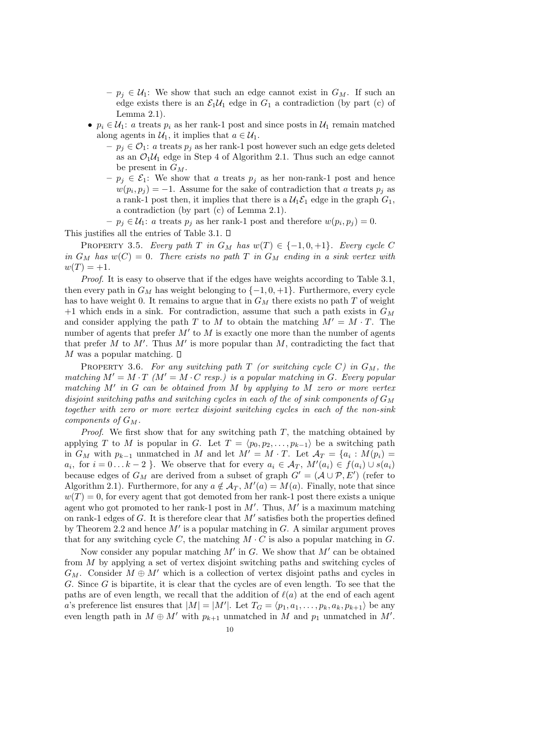- $p_j \in \mathcal{U}_1$: We show that such an edge cannot exist in $G_M$. If such an edge exists there is an $\mathcal{E}_1\mathcal{U}_1$ edge in $G_1$ a contradiction (by part (c) of Lemma 2.1).

- $p_i \in \mathcal{U}_1$: $a$ treats $p_i$ as her rank-1 post and since posts in $\mathcal{U}_1$ remain matched along agents in $\mathcal{U}_1$, it implies that $a \in \mathcal{U}_1$.
  - $p_j \in \mathcal{O}_1$: $a$ treats $p_j$ as her rank-1 post however such an edge gets deleted as an $\mathcal{O}_1\mathcal{U}_1$ edge in Step 4 of Algorithm 2.1. Thus such an edge cannot be present in $G_M$.
  - $p_j \in \mathcal{E}_1$: We show that $a$ treats $p_j$ as her non-rank-1 post and hence $w(p_i, p_j) = -1$. Assume for the sake of contradiction that $a$ treats $p_j$ as a rank-1 post then, it implies that there is a $\mathcal{U}_1\mathcal{E}_1$ edge in the graph $G_1$, a contradiction (by part (c) of Lemma 2.1).
  - $p_j \in \mathcal{U}_1$: $a$ treats $p_j$ as her rank-1 post and therefore $w(p_i, p_j) = 0$.

This justifies all the entries of Table 3.1. □

Property 3.5. *Every path $T$ in $G_M$ has $w(T) \in \{-1, 0, +1\}$. Every cycle $C$ in $G_M$ has $w(C) = 0$. There exists no path $T$ in $G_M$ ending in a sink vertex with $w(T) = +1$.*

*Proof.* It is easy to observe that if the edges have weights according to Table 3.1, then every path in $G_M$ has weight belonging to $\{-1, 0, +1\}$. Furthermore, every cycle has to have weight 0. It remains to argue that in $G_M$ there exists no path $T$ of weight $+1$ which ends in a sink. For contradiction, assume that such a path exists in $G_M$ and consider applying the path $T$ to $M$ to obtain the matching $M' = M \cdot T$. The number of agents that prefer $M'$ to $M$ is exactly one more than the number of agents that prefer $M$ to $M'$. Thus $M'$ is more popular than $M$, contradicting the fact that $M$ was a popular matching. □

Property 3.6. *For any switching path $T$ (or switching cycle $C$) in $G_M$, the matching $M' = M \cdot T$ ($M' = M \cdot C$ resp.) is a popular matching in $G$. Every popular matching $M'$ in $G$ can be obtained from $M$ by applying to $M$ zero or more vertex disjoint switching paths and switching cycles in each of the of sink components of $G_M$ together with zero or more vertex disjoint switching cycles in each of the non-sink components of $G_M$.*

*Proof.* We first show that for any switching path $T$, the matching obtained by applying $T$ to $M$ is popular in $G$. Let $T = \langle p_0, p_2, \ldots, p_{k-1} \rangle$ be a switching path in $G_M$ with $p_{k-1}$ unmatched in $M$ and let $M' = M \cdot T$. Let $\mathcal{A}_T = \{a_i : M(p_i) = a_i, \text{ for } i = 0 \ldots k-2\}$. We observe that for every $a_i \in \mathcal{A}_T$, $M'(a_i) \in f(a_i) \cup s(a_i)$ because edges of $G_M$ are derived from a subset of graph $G' = (\mathcal{A} \cup \mathcal{P}, E')$ (refer to Algorithm 2.1). Furthermore, for any $a \notin \mathcal{A}_T$, $M'(a) = M(a)$. Finally, note that since $w(T) = 0$, for every agent that got demoted from her rank-1 post there exists a unique agent who got promoted to her rank-1 post in $M'$. Thus, $M'$ is a maximum matching on rank-1 edges of $G$. It is therefore clear that $M'$ satisfies both the properties defined by Theorem 2.2 and hence $M'$ is a popular matching in $G$. A similar argument proves that for any switching cycle $C$, the matching $M \cdot C$ is also a popular matching in $G$.

Now consider any popular matching $M'$ in $G$. We show that $M'$ can be obtained from $M$ by applying a set of vertex disjoint switching paths and switching cycles of $G_M$. Consider $M \oplus M'$ which is a collection of vertex disjoint paths and cycles in $G$. Since $G$ is bipartite, it is clear that the cycles are of even length. To see that the paths are of even length, we recall that the addition of $\ell(a)$ at the end of each agent $a$'s preference list ensures that $|M| = |M'|$. Let $T_G = \langle p_1, a_1, \ldots, p_k, a_k, p_{k+1} \rangle$ be any even length path in $M \oplus M'$ with $p_{k+1}$ unmatched in $M$ and $p_1$ unmatched in $M'$.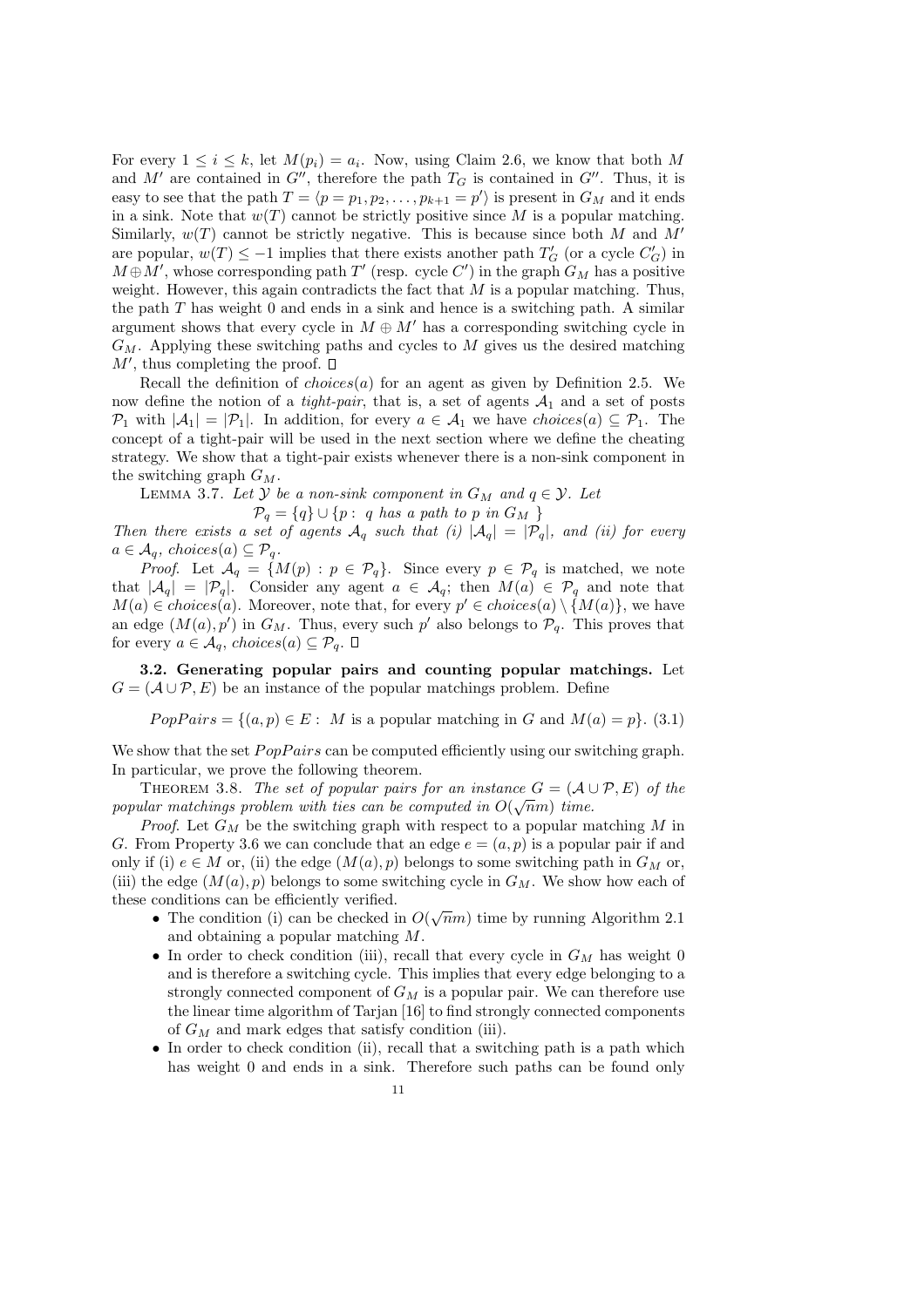For every $1 \leq i \leq k$, let $M(p_i) = a_i$. Now, using Claim 2.6, we know that both $M$ and $M'$ are contained in $G''$, therefore the path $T_G$ is contained in $G''$. Thus, it is easy to see that the path $T = \langle p = p_1, p_2, \ldots, p_{k+1} = p' \rangle$ is present in $G_M$ and it ends in a sink. Note that $w(T)$ cannot be strictly positive since $M$ is a popular matching. Similarly, $w(T)$ cannot be strictly negative. This is because since both $M$ and $M'$ are popular, $w(T) \leq -1$ implies that there exists another path $T'_G$ (or a cycle $C'_G$) in $M \oplus M'$, whose corresponding path $T'$ (resp. cycle $C'$) in the graph $G_M$ has a positive weight. However, this again contradicts the fact that $M$ is a popular matching. Thus, the path $T$ has weight 0 and ends in a sink and hence is a switching path. A similar argument shows that every cycle in $M \oplus M'$ has a corresponding switching cycle in $G_M$. Applying these switching paths and cycles to $M$ gives us the desired matching $M'$, thus completing the proof. □

Recall the definition of *choices*$(a)$ for an agent as given by Definition 2.5. We now define the notion of a *tight-pair*, that is, a set of agents $\mathcal{A}_1$ and a set of posts $\mathcal{P}_1$ with $|\mathcal{A}_1| = |\mathcal{P}_1|$. In addition, for every $a \in \mathcal{A}_1$ we have *choices*$(a) \subseteq \mathcal{P}_1$. The concept of a tight-pair will be used in the next section where we define the cheating strategy. We show that a tight-pair exists whenever there is a non-sink component in the switching graph $G_M$.

LEMMA 3.7. *Let $\mathcal{Y}$ be a non-sink component in $G_M$ and $q \in \mathcal{Y}$. Let*

$$\mathcal{P}_q = \{q\} \cup \{p : \ q \text{ has a path to } p \text{ in } G_M \ \}$$

*Then there exists a set of agents $\mathcal{A}_q$ such that (i) $|\mathcal{A}_q| = |\mathcal{P}_q|$, and (ii) for every $a \in \mathcal{A}_q$, choices$(a) \subseteq \mathcal{P}_q$.*

*Proof.* Let $\mathcal{A}_q = \{M(p) : p \in \mathcal{P}_q\}$. Since every $p \in \mathcal{P}_q$ is matched, we note that $|\mathcal{A}_q| = |\mathcal{P}_q|$. Consider any agent $a \in \mathcal{A}_q$; then $M(a) \in \mathcal{P}_q$ and note that $M(a) \in$ *choices*$(a)$. Moreover, note that, for every $p' \in$ *choices*$(a) \setminus \{M(a)\}$, we have an edge $(M(a), p')$ in $G_M$. Thus, every such $p'$ also belongs to $\mathcal{P}_q$. This proves that for every $a \in \mathcal{A}_q$, *choices*$(a) \subseteq \mathcal{P}_q$. □

**3.2. Generating popular pairs and counting popular matchings.** Let $G = (\mathcal{A} \cup \mathcal{P}, E)$ be an instance of the popular matchings problem. Define

$$PopPairs = \{(a, p) \in E : \ M \text{ is a popular matching in } G \text{ and } M(a) = p\}. \quad (3.1)$$

We show that the set $PopPairs$ can be computed efficiently using our switching graph. In particular, we prove the following theorem.

THEOREM 3.8. *The set of popular pairs for an instance $G = (\mathcal{A} \cup \mathcal{P}, E)$ of the popular matchings problem with ties can be computed in $O(\sqrt{n}m)$ time.*

*Proof.* Let $G_M$ be the switching graph with respect to a popular matching $M$ in $G$. From Property 3.6 we can conclude that an edge $e = (a, p)$ is a popular pair if and only if (i) $e \in M$ or, (ii) the edge $(M(a), p)$ belongs to some switching path in $G_M$ or, (iii) the edge $(M(a), p)$ belongs to some switching cycle in $G_M$. We show how each of these conditions can be efficiently verified.

- The condition (i) can be checked in $O(\sqrt{n}m)$ time by running Algorithm 2.1 and obtaining a popular matching $M$.
- In order to check condition (iii), recall that every cycle in $G_M$ has weight 0 and is therefore a switching cycle. This implies that every edge belonging to a strongly connected component of $G_M$ is a popular pair. We can therefore use the linear time algorithm of Tarjan [16] to find strongly connected components of $G_M$ and mark edges that satisfy condition (iii).
- In order to check condition (ii), recall that a switching path is a path which has weight 0 and ends in a sink. Therefore such paths can be found only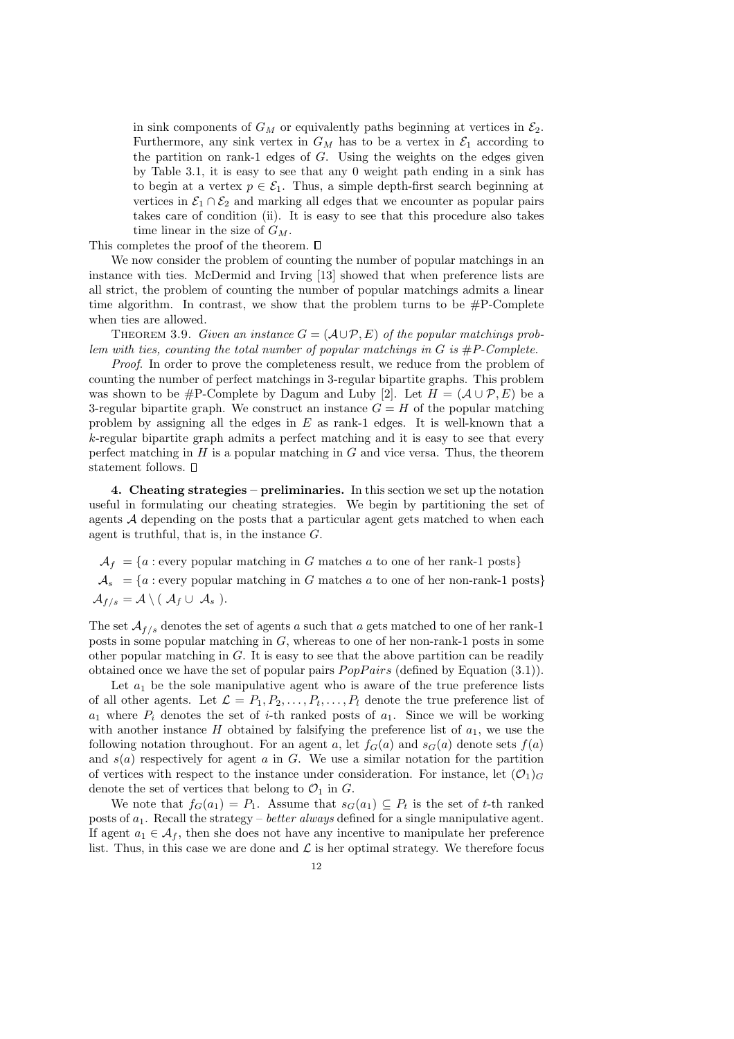in sink components of $G_M$ or equivalently paths beginning at vertices in $\mathcal{E}_2$. Furthermore, any sink vertex in $G_M$ has to be a vertex in $\mathcal{E}_1$ according to the partition on rank-1 edges of $G$. Using the weights on the edges given by Table 3.1, it is easy to see that any 0 weight path ending in a sink has to begin at a vertex $p \in \mathcal{E}_1$. Thus, a simple depth-first search beginning at vertices in $\mathcal{E}_1 \cap \mathcal{E}_2$ and marking all edges that we encounter as popular pairs takes care of condition (ii). It is easy to see that this procedure also takes time linear in the size of $G_M$.

This completes the proof of the theorem. □

We now consider the problem of counting the number of popular matchings in an instance with ties. McDermid and Irving [13] showed that when preference lists are all strict, the problem of counting the number of popular matchings admits a linear time algorithm. In contrast, we show that the problem turns to be #P-Complete when ties are allowed.

Theorem 3.9. *Given an instance $G = (\mathcal{A} \cup \mathcal{P}, E)$ of the popular matchings problem with ties, counting the total number of popular matchings in $G$ is #P-Complete.*

*Proof.* In order to prove the completeness result, we reduce from the problem of counting the number of perfect matchings in 3-regular bipartite graphs. This problem was shown to be #P-Complete by Dagum and Luby [2]. Let $H = (\mathcal{A} \cup \mathcal{P}, E)$ be a 3-regular bipartite graph. We construct an instance $G = H$ of the popular matching problem by assigning all the edges in $E$ as rank-1 edges. It is well-known that a $k$-regular bipartite graph admits a perfect matching and it is easy to see that every perfect matching in $H$ is a popular matching in $G$ and vice versa. Thus, the theorem statement follows. □

**4. Cheating strategies – preliminaries.** In this section we set up the notation useful in formulating our cheating strategies. We begin by partitioning the set of agents $\mathcal{A}$ depending on the posts that a particular agent gets matched to when each agent is truthful, that is, in the instance $G$.

$$\mathcal{A}_f = \{a : \text{every popular matching in } G \text{ matches } a \text{ to one of her rank-1 posts}\}$$

$$\mathcal{A}_s = \{a : \text{every popular matching in } G \text{ matches } a \text{ to one of her non-rank-1 posts}\}$$

$$\mathcal{A}_{f/s} = \mathcal{A} \setminus (\ \mathcal{A}_f \cup \ \mathcal{A}_s\ ).$$

The set $\mathcal{A}_{f/s}$ denotes the set of agents $a$ such that $a$ gets matched to one of her rank-1 posts in some popular matching in $G$, whereas to one of her non-rank-1 posts in some other popular matching in $G$. It is easy to see that the above partition can be readily obtained once we have the set of popular pairs $PopPairs$ (defined by Equation (3.1)).

Let $a_1$ be the sole manipulative agent who is aware of the true preference lists of all other agents. Let $\mathcal{L} = P_1, P_2, \ldots, P_t, \ldots, P_l$ denote the true preference list of $a_1$ where $P_i$ denotes the set of $i$-th ranked posts of $a_1$. Since we will be working with another instance $H$ obtained by falsifying the preference list of $a_1$, we use the following notation throughout. For an agent $a$, let $f_G(a)$ and $s_G(a)$ denote sets $f(a)$ and $s(a)$ respectively for agent $a$ in $G$. We use a similar notation for the partition of vertices with respect to the instance under consideration. For instance, let $(\mathcal{O}_1)_G$ denote the set of vertices that belong to $\mathcal{O}_1$ in $G$.

We note that $f_G(a_1) = P_1$. Assume that $s_G(a_1) \subseteq P_t$ is the set of $t$-th ranked posts of $a_1$. Recall the strategy – *better always* defined for a single manipulative agent. If agent $a_1 \in \mathcal{A}_f$, then she does not have any incentive to manipulate her preference list. Thus, in this case we are done and $\mathcal{L}$ is her optimal strategy. We therefore focus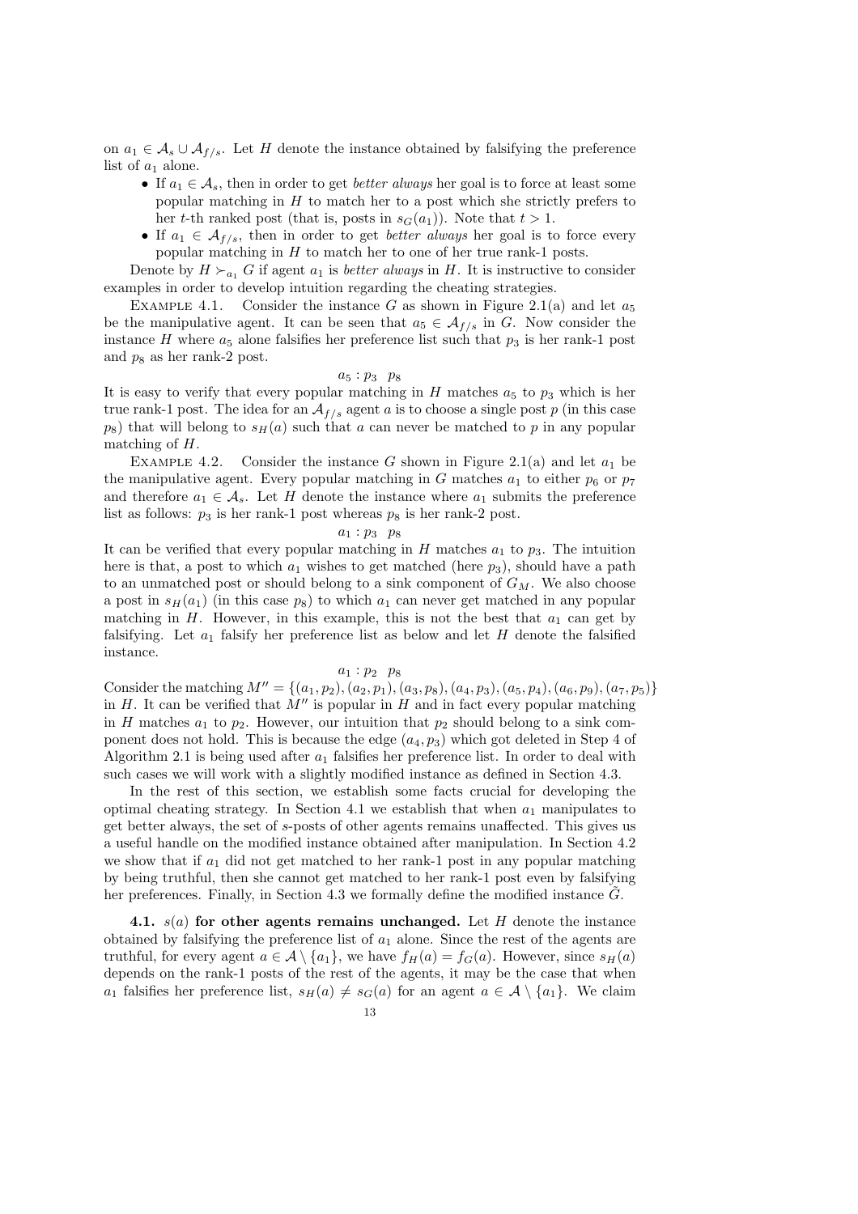on $a_1 \in \mathcal{A}_s \cup \mathcal{A}_{f/s}$. Let $H$ denote the instance obtained by falsifying the preference list of $a_1$ alone.

- If $a_1 \in \mathcal{A}_s$, then in order to get *better always* her goal is to force at least some popular matching in $H$ to match her to a post which she strictly prefers to her $t$-th ranked post (that is, posts in $s_G(a_1)$). Note that $t > 1$.
- If $a_1 \in \mathcal{A}_{f/s}$, then in order to get *better always* her goal is to force every popular matching in $H$ to match her to one of her true rank-1 posts.

Denote by $H \succ_{a_1} G$ if agent $a_1$ is *better always* in $H$. It is instructive to consider examples in order to develop intuition regarding the cheating strategies.

Example 4.1. Consider the instance $G$ as shown in Figure 2.1(a) and let $a_5$ be the manipulative agent. It can be seen that $a_5 \in \mathcal{A}_{f/s}$ in $G$. Now consider the instance $H$ where $a_5$ alone falsifies her preference list such that $p_3$ is her rank-1 post and $p_8$ as her rank-2 post.

$$a_5 : p_3 \quad p_8$$

It is easy to verify that every popular matching in $H$ matches $a_5$ to $p_3$ which is her true rank-1 post. The idea for an $\mathcal{A}_{f/s}$ agent $a$ is to choose a single post $p$ (in this case $p_8$) that will belong to $s_H(a)$ such that $a$ can never be matched to $p$ in any popular matching of $H$.

Example 4.2. Consider the instance $G$ shown in Figure 2.1(a) and let $a_1$ be the manipulative agent. Every popular matching in $G$ matches $a_1$ to either $p_6$ or $p_7$ and therefore $a_1 \in \mathcal{A}_s$. Let $H$ denote the instance where $a_1$ submits the preference list as follows: $p_3$ is her rank-1 post whereas $p_8$ is her rank-2 post.

$$a_1 : p_3 \quad p_8$$

It can be verified that every popular matching in $H$ matches $a_1$ to $p_3$. The intuition here is that, a post to which $a_1$ wishes to get matched (here $p_3$), should have a path to an unmatched post or should belong to a sink component of $G_M$. We also choose a post in $s_H(a_1)$ (in this case $p_8$) to which $a_1$ can never get matched in any popular matching in $H$. However, in this example, this is not the best that $a_1$ can get by falsifying. Let $a_1$ falsify her preference list as below and let $H$ denote the falsified instance.

$$a_1 : p_2 \quad p_8$$

Consider the matching $M'' = \{(a_1, p_2), (a_2, p_1), (a_3, p_8), (a_4, p_3), (a_5, p_4), (a_6, p_9), (a_7, p_5)\}$ in $H$. It can be verified that $M''$ is popular in $H$ and in fact every popular matching in $H$ matches $a_1$ to $p_2$. However, our intuition that $p_2$ should belong to a sink component does not hold. This is because the edge $(a_4, p_3)$ which got deleted in Step 4 of Algorithm 2.1 is being used after $a_1$ falsifies her preference list. In order to deal with such cases we will work with a slightly modified instance as defined in Section 4.3.

In the rest of this section, we establish some facts crucial for developing the optimal cheating strategy. In Section 4.1 we establish that when $a_1$ manipulates to get better always, the set of $s$-posts of other agents remains unaffected. This gives us a useful handle on the modified instance obtained after manipulation. In Section 4.2 we show that if $a_1$ did not get matched to her rank-1 post in any popular matching by being truthful, then she cannot get matched to her rank-1 post even by falsifying her preferences. Finally, in Section 4.3 we formally define the modified instance $\tilde{G}$.

**4.1. $s(a)$ for other agents remains unchanged.** Let $H$ denote the instance obtained by falsifying the preference list of $a_1$ alone. Since the rest of the agents are truthful, for every agent $a \in \mathcal{A} \setminus \{a_1\}$, we have $f_H(a) = f_G(a)$. However, since $s_H(a)$ depends on the rank-1 posts of the rest of the agents, it may be the case that when $a_1$ falsifies her preference list, $s_H(a) \neq s_G(a)$ for an agent $a \in \mathcal{A} \setminus \{a_1\}$. We claim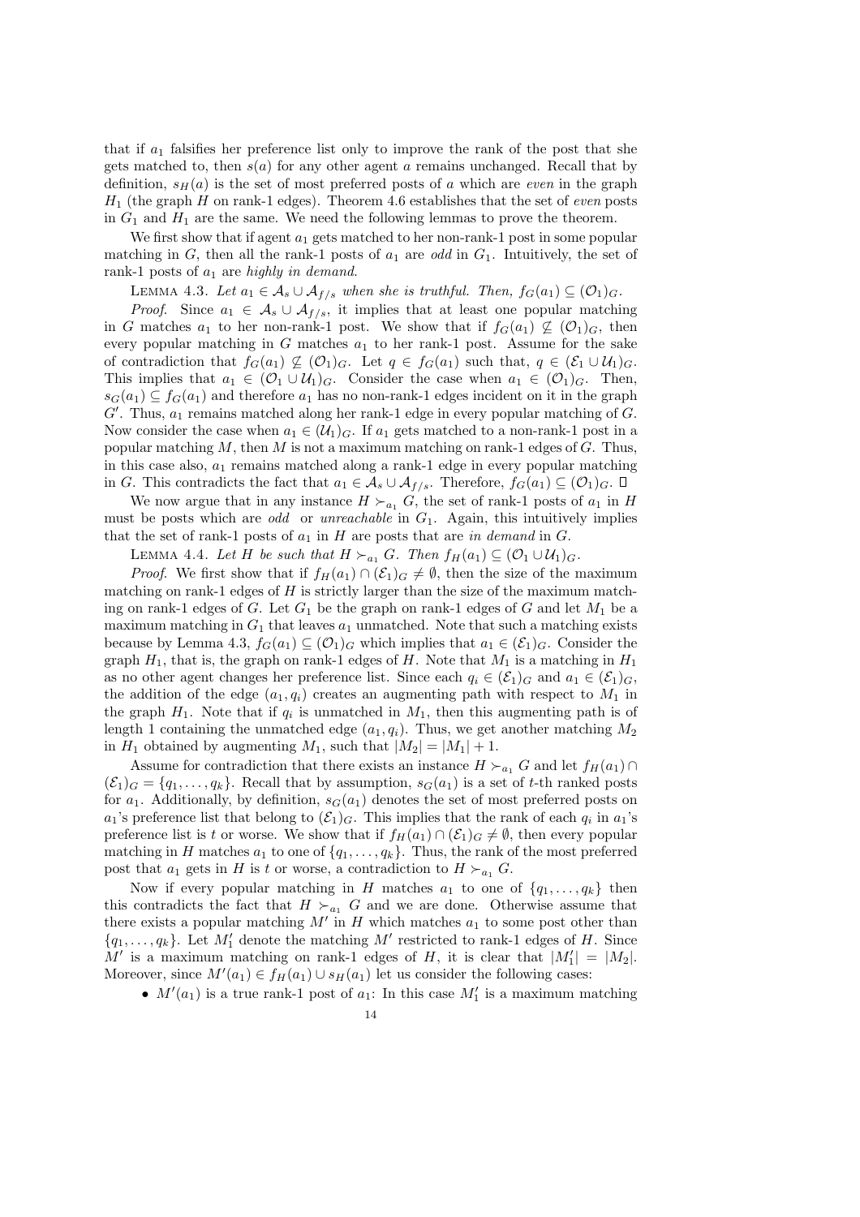that if $a_1$ falsifies her preference list only to improve the rank of the post that she gets matched to, then $s(a)$ for any other agent $a$ remains unchanged. Recall that by definition, $s_H(a)$ is the set of most preferred posts of $a$ which are *even* in the graph $H_1$ (the graph $H$ on rank-1 edges). Theorem 4.6 establishes that the set of *even* posts in $G_1$ and $H_1$ are the same. We need the following lemmas to prove the theorem.

We first show that if agent $a_1$ gets matched to her non-rank-1 post in some popular matching in $G$, then all the rank-1 posts of $a_1$ are *odd* in $G_1$. Intuitively, the set of rank-1 posts of $a_1$ are *highly in demand*.

LEMMA 4.3. *Let $a_1 \in \mathcal{A}_s \cup \mathcal{A}_{f/s}$ when she is truthful. Then, $f_G(a_1) \subseteq (\mathcal{O}_1)_G$.*

*Proof*. Since $a_1 \in \mathcal{A}_s \cup \mathcal{A}_{f/s}$, it implies that at least one popular matching in $G$ matches $a_1$ to her non-rank-1 post. We show that if $f_G(a_1) \not\subseteq (\mathcal{O}_1)_G$, then every popular matching in $G$ matches $a_1$ to her rank-1 post. Assume for the sake of contradiction that $f_G(a_1) \not\subseteq (\mathcal{O}_1)_G$. Let $q \in f_G(a_1)$ such that, $q \in (\mathcal{E}_1 \cup \mathcal{U}_1)_G$. This implies that $a_1 \in (\mathcal{O}_1 \cup \mathcal{U}_1)_G$. Consider the case when $a_1 \in (\mathcal{O}_1)_G$. Then, $s_G(a_1) \subseteq f_G(a_1)$ and therefore $a_1$ has no non-rank-1 edges incident on it in the graph $G'$. Thus, $a_1$ remains matched along her rank-1 edge in every popular matching of $G$. Now consider the case when $a_1 \in (\mathcal{U}_1)_G$. If $a_1$ gets matched to a non-rank-1 post in a popular matching $M$, then $M$ is not a maximum matching on rank-1 edges of $G$. Thus, in this case also, $a_1$ remains matched along a rank-1 edge in every popular matching in $G$. This contradicts the fact that $a_1 \in \mathcal{A}_s \cup \mathcal{A}_{f/s}$. Therefore, $f_G(a_1) \subseteq (\mathcal{O}_1)_G$. □

We now argue that in any instance $H \succ_{a_1} G$, the set of rank-1 posts of $a_1$ in $H$ must be posts which are *odd* or *unreachable* in $G_1$. Again, this intuitively implies that the set of rank-1 posts of $a_1$ in $H$ are posts that are *in demand* in $G$.

LEMMA 4.4. *Let $H$ be such that $H \succ_{a_1} G$. Then $f_H(a_1) \subseteq (\mathcal{O}_1 \cup \mathcal{U}_1)_G$.*

*Proof*. We first show that if $f_H(a_1) \cap (\mathcal{E}_1)_G \neq \emptyset$, then the size of the maximum matching on rank-1 edges of $H$ is strictly larger than the size of the maximum matching on rank-1 edges of $G$. Let $G_1$ be the graph on rank-1 edges of $G$ and let $M_1$ be a maximum matching in $G_1$ that leaves $a_1$ unmatched. Note that such a matching exists because by Lemma 4.3, $f_G(a_1) \subseteq (\mathcal{O}_1)_G$ which implies that $a_1 \in (\mathcal{E}_1)_G$. Consider the graph $H_1$, that is, the graph on rank-1 edges of $H$. Note that $M_1$ is a matching in $H_1$ as no other agent changes her preference list. Since each $q_i \in (\mathcal{E}_1)_G$ and $a_1 \in (\mathcal{E}_1)_G$, the addition of the edge $(a_1, q_i)$ creates an augmenting path with respect to $M_1$ in the graph $H_1$. Note that if $q_i$ is unmatched in $M_1$, then this augmenting path is of length 1 containing the unmatched edge $(a_1, q_i)$. Thus, we get another matching $M_2$ in $H_1$ obtained by augmenting $M_1$, such that $|M_2| = |M_1| + 1$.

Assume for contradiction that there exists an instance $H \succ_{a_1} G$ and let $f_H(a_1) \cap (\mathcal{E}_1)_G = \{q_1, \ldots, q_k\}$. Recall that by assumption, $s_G(a_1)$ is a set of $t$-th ranked posts for $a_1$. Additionally, by definition, $s_G(a_1)$ denotes the set of most preferred posts on $a_1$'s preference list that belong to $(\mathcal{E}_1)_G$. This implies that the rank of each $q_i$ in $a_1$'s preference list is $t$ or worse. We show that if $f_H(a_1) \cap (\mathcal{E}_1)_G \neq \emptyset$, then every popular matching in $H$ matches $a_1$ to one of $\{q_1, \ldots, q_k\}$. Thus, the rank of the most preferred post that $a_1$ gets in $H$ is $t$ or worse, a contradiction to $H \succ_{a_1} G$.

Now if every popular matching in $H$ matches $a_1$ to one of $\{q_1, \ldots, q_k\}$ then this contradicts the fact that $H \succ_{a_1} G$ and we are done. Otherwise assume that there exists a popular matching $M'$ in $H$ which matches $a_1$ to some post other than $\{q_1, \ldots, q_k\}$. Let $M'_1$ denote the matching $M'$ restricted to rank-1 edges of $H$. Since $M'$ is a maximum matching on rank-1 edges of $H$, it is clear that $|M'_1| = |M_2|$. Moreover, since $M'(a_1) \in f_H(a_1) \cup s_H(a_1)$ let us consider the following cases:

- $M'(a_1)$ is a true rank-1 post of $a_1$: In this case $M'_1$ is a maximum matching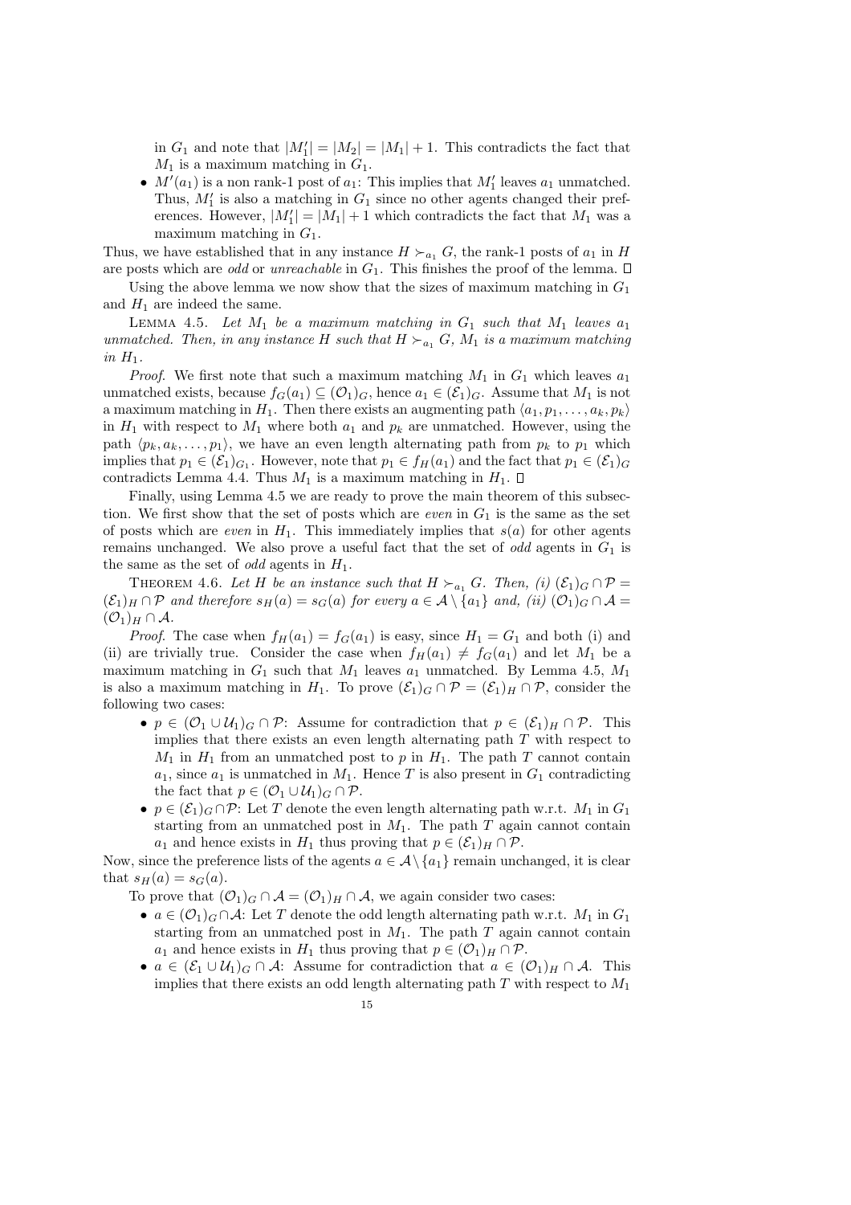in $G_1$ and note that $|M_1'| = |M_2| = |M_1| + 1$. This contradicts the fact that $M_1$ is a maximum matching in $G_1$.

- $M'(a_1)$ is a non rank-1 post of $a_1$: This implies that $M_1'$ leaves $a_1$ unmatched. Thus, $M_1'$ is also a matching in $G_1$ since no other agents changed their preferences. However, $|M_1'| = |M_1| + 1$ which contradicts the fact that $M_1$ was a maximum matching in $G_1$.

Thus, we have established that in any instance $H \succ_{a_1} G$, the rank-1 posts of $a_1$ in $H$ are posts which are *odd* or *unreachable* in $G_1$. This finishes the proof of the lemma. □

Using the above lemma we now show that the sizes of maximum matching in $G_1$ and $H_1$ are indeed the same.

Lemma 4.5. *Let $M_1$ be a maximum matching in $G_1$ such that $M_1$ leaves $a_1$ unmatched. Then, in any instance $H$ such that $H \succ_{a_1} G$, $M_1$ is a maximum matching in $H_1$.*

*Proof.* We first note that such a maximum matching $M_1$ in $G_1$ which leaves $a_1$ unmatched exists, because $f_G(a_1) \subseteq (\mathcal{O}_1)_G$, hence $a_1 \in (\mathcal{E}_1)_G$. Assume that $M_1$ is not a maximum matching in $H_1$. Then there exists an augmenting path $\langle a_1, p_1, \ldots, a_k, p_k \rangle$ in $H_1$ with respect to $M_1$ where both $a_1$ and $p_k$ are unmatched. However, using the path $\langle p_k, a_k, \ldots, p_1 \rangle$, we have an even length alternating path from $p_k$ to $p_1$ which implies that $p_1 \in (\mathcal{E}_1)_{G_1}$. However, note that $p_1 \in f_H(a_1)$ and the fact that $p_1 \in (\mathcal{E}_1)_G$ contradicts Lemma 4.4. Thus $M_1$ is a maximum matching in $H_1$. □

Finally, using Lemma 4.5 we are ready to prove the main theorem of this subsection. We first show that the set of posts which are *even* in $G_1$ is the same as the set of posts which are *even* in $H_1$. This immediately implies that $s(a)$ for other agents remains unchanged. We also prove a useful fact that the set of *odd* agents in $G_1$ is the same as the set of *odd* agents in $H_1$.

Theorem 4.6. *Let $H$ be an instance such that $H \succ_{a_1} G$. Then, (i) $(\mathcal{E}_1)_G \cap \mathcal{P} = (\mathcal{E}_1)_H \cap \mathcal{P}$ and therefore $s_H(a) = s_G(a)$ for every $a \in \mathcal{A} \setminus \{a_1\}$ and, (ii) $(\mathcal{O}_1)_G \cap \mathcal{A} = (\mathcal{O}_1)_H \cap \mathcal{A}$.*

*Proof.* The case when $f_H(a_1) = f_G(a_1)$ is easy, since $H_1 = G_1$ and both (i) and (ii) are trivially true. Consider the case when $f_H(a_1) \neq f_G(a_1)$ and let $M_1$ be a maximum matching in $G_1$ such that $M_1$ leaves $a_1$ unmatched. By Lemma 4.5, $M_1$ is also a maximum matching in $H_1$. To prove $(\mathcal{E}_1)_G \cap \mathcal{P} = (\mathcal{E}_1)_H \cap \mathcal{P}$, consider the following two cases:

- $p \in (\mathcal{O}_1 \cup \mathcal{U}_1)_G \cap \mathcal{P}$: Assume for contradiction that $p \in (\mathcal{E}_1)_H \cap \mathcal{P}$. This implies that there exists an even length alternating path $T$ with respect to $M_1$ in $H_1$ from an unmatched post to $p$ in $H_1$. The path $T$ cannot contain $a_1$, since $a_1$ is unmatched in $M_1$. Hence $T$ is also present in $G_1$ contradicting the fact that $p \in (\mathcal{O}_1 \cup \mathcal{U}_1)_G \cap \mathcal{P}$.
- $p \in (\mathcal{E}_1)_G \cap \mathcal{P}$: Let $T$ denote the even length alternating path w.r.t. $M_1$ in $G_1$ starting from an unmatched post in $M_1$. The path $T$ again cannot contain $a_1$ and hence exists in $H_1$ thus proving that $p \in (\mathcal{E}_1)_H \cap \mathcal{P}$.

Now, since the preference lists of the agents $a \in \mathcal{A} \setminus \{a_1\}$ remain unchanged, it is clear that $s_H(a) = s_G(a)$.

To prove that $(\mathcal{O}_1)_G \cap \mathcal{A} = (\mathcal{O}_1)_H \cap \mathcal{A}$, we again consider two cases:

- $a \in (\mathcal{O}_1)_G \cap \mathcal{A}$: Let $T$ denote the odd length alternating path w.r.t. $M_1$ in $G_1$ starting from an unmatched post in $M_1$. The path $T$ again cannot contain $a_1$ and hence exists in $H_1$ thus proving that $p \in (\mathcal{O}_1)_H \cap \mathcal{P}$.
- $a \in (\mathcal{E}_1 \cup \mathcal{U}_1)_G \cap \mathcal{A}$: Assume for contradiction that $a \in (\mathcal{O}_1)_H \cap \mathcal{A}$. This implies that there exists an odd length alternating path $T$ with respect to $M_1$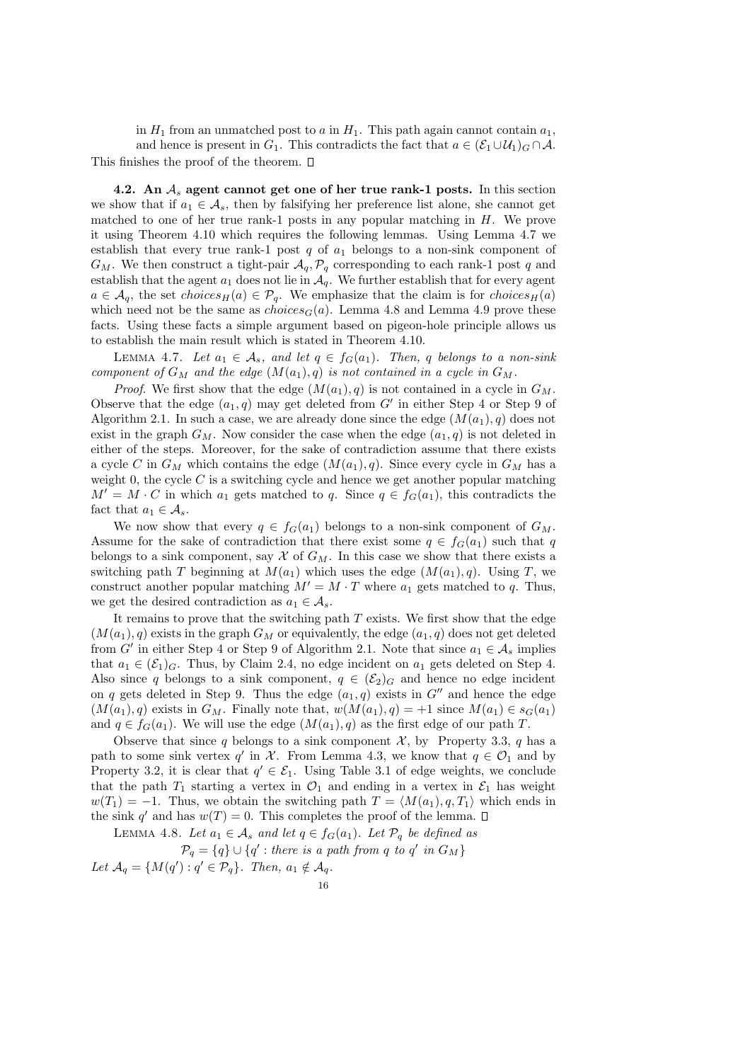in $H_1$ from an unmatched post to $a$ in $H_1$. This path again cannot contain $a_1$, and hence is present in $G_1$. This contradicts the fact that $a \in (\mathcal{E}_1 \cup \mathcal{U}_1)_G \cap \mathcal{A}$.

This finishes the proof of the theorem. □

**4.2. An $\mathcal{A}_s$ agent cannot get one of her true rank-1 posts.** In this section we show that if $a_1 \in \mathcal{A}_s$, then by falsifying her preference list alone, she cannot get matched to one of her true rank-1 posts in any popular matching in $H$. We prove it using Theorem 4.10 which requires the following lemmas. Using Lemma 4.7 we establish that every true rank-1 post $q$ of $a_1$ belongs to a non-sink component of $G_M$. We then construct a tight-pair $\mathcal{A}_q, \mathcal{P}_q$ corresponding to each rank-1 post $q$ and establish that the agent $a_1$ does not lie in $\mathcal{A}_q$. We further establish that for every agent $a \in \mathcal{A}_q$, the set $choices_H(a) \in \mathcal{P}_q$. We emphasize that the claim is for $choices_H(a)$ which need not be the same as $choices_G(a)$. Lemma 4.8 and Lemma 4.9 prove these facts. Using these facts a simple argument based on pigeon-hole principle allows us to establish the main result which is stated in Theorem 4.10.

Lemma 4.7. *Let $a_1 \in \mathcal{A}_s$, and let $q \in f_G(a_1)$. Then, $q$ belongs to a non-sink component of $G_M$ and the edge $(M(a_1), q)$ is not contained in a cycle in $G_M$.*

*Proof.* We first show that the edge $(M(a_1), q)$ is not contained in a cycle in $G_M$. Observe that the edge $(a_1, q)$ may get deleted from $G'$ in either Step 4 or Step 9 of Algorithm 2.1. In such a case, we are already done since the edge $(M(a_1), q)$ does not exist in the graph $G_M$. Now consider the case when the edge $(a_1, q)$ is not deleted in either of the steps. Moreover, for the sake of contradiction assume that there exists a cycle $C$ in $G_M$ which contains the edge $(M(a_1), q)$. Since every cycle in $G_M$ has a weight 0, the cycle $C$ is a switching cycle and hence we get another popular matching $M' = M \cdot C$ in which $a_1$ gets matched to $q$. Since $q \in f_G(a_1)$, this contradicts the fact that $a_1 \in \mathcal{A}_s$.

We now show that every $q \in f_G(a_1)$ belongs to a non-sink component of $G_M$. Assume for the sake of contradiction that there exist some $q \in f_G(a_1)$ such that $q$ belongs to a sink component, say $\mathcal{X}$ of $G_M$. In this case we show that there exists a switching path $T$ beginning at $M(a_1)$ which uses the edge $(M(a_1), q)$. Using $T$, we construct another popular matching $M' = M \cdot T$ where $a_1$ gets matched to $q$. Thus, we get the desired contradiction as $a_1 \in \mathcal{A}_s$.

It remains to prove that the switching path $T$ exists. We first show that the edge $(M(a_1), q)$ exists in the graph $G_M$ or equivalently, the edge $(a_1, q)$ does not get deleted from $G'$ in either Step 4 or Step 9 of Algorithm 2.1. Note that since $a_1 \in \mathcal{A}_s$ implies that $a_1 \in (\mathcal{E}_1)_G$. Thus, by Claim 2.4, no edge incident on $a_1$ gets deleted on Step 4. Also since $q$ belongs to a sink component, $q \in (\mathcal{E}_2)_G$ and hence no edge incident on $q$ gets deleted in Step 9. Thus the edge $(a_1, q)$ exists in $G''$ and hence the edge $(M(a_1), q)$ exists in $G_M$. Finally note that, $w(M(a_1), q) = +1$ since $M(a_1) \in s_G(a_1)$ and $q \in f_G(a_1)$. We will use the edge $(M(a_1), q)$ as the first edge of our path $T$.

Observe that since $q$ belongs to a sink component $\mathcal{X}$, by Property 3.3, $q$ has a path to some sink vertex $q'$ in $\mathcal{X}$. From Lemma 4.3, we know that $q \in \mathcal{O}_1$ and by Property 3.2, it is clear that $q' \in \mathcal{E}_1$. Using Table 3.1 of edge weights, we conclude that the path $T_1$ starting a vertex in $\mathcal{O}_1$ and ending in a vertex in $\mathcal{E}_1$ has weight $w(T_1) = -1$. Thus, we obtain the switching path $T = \langle M(a_1), q, T_1 \rangle$ which ends in the sink $q'$ and has $w(T) = 0$. This completes the proof of the lemma. □

Lemma 4.8. *Let $a_1 \in \mathcal{A}_s$ and let $q \in f_G(a_1)$. Let $\mathcal{P}_q$ be defined as*

$$\mathcal{P}_q = \{q\} \cup \{q' : \text{there is a path from } q \text{ to } q' \text{ in } G_M\}$$

*Let $\mathcal{A}_q = \{M(q') : q' \in \mathcal{P}_q\}$. Then, $a_1 \notin \mathcal{A}_q$.*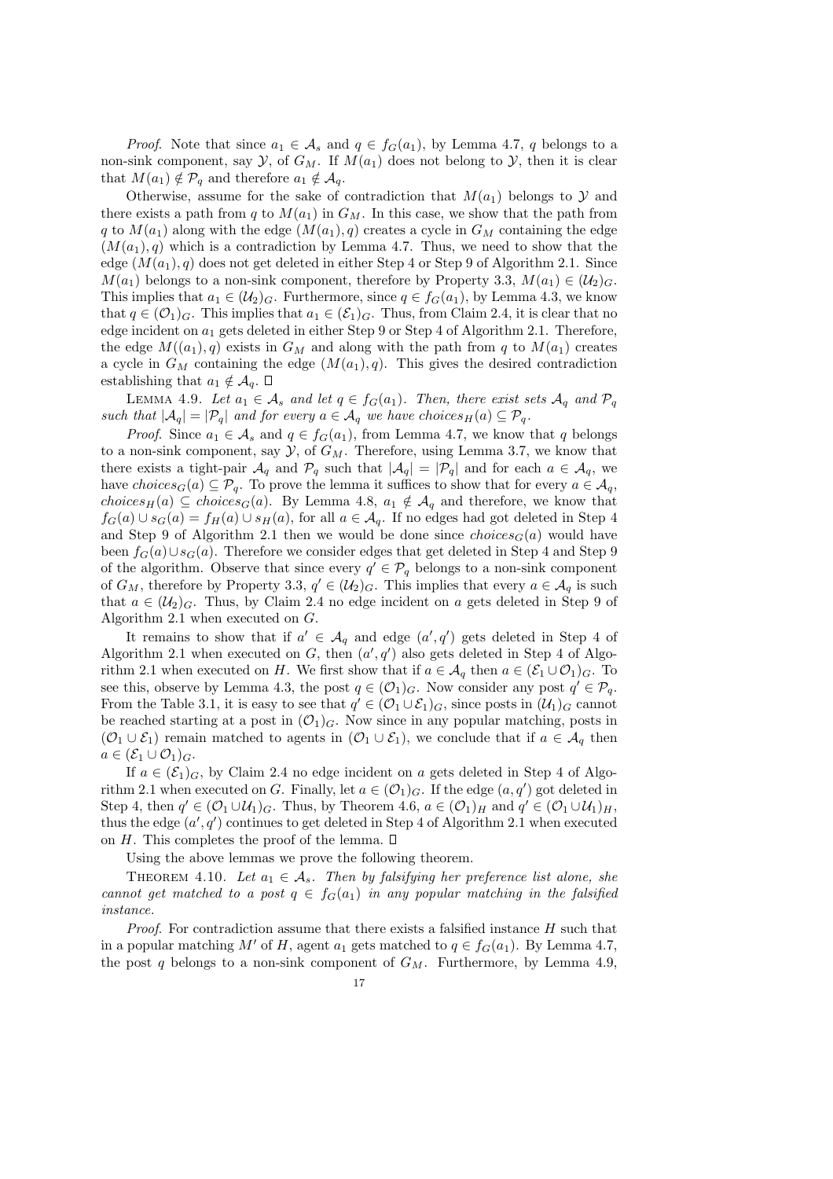*Proof*. Note that since $a_1 \in \mathcal{A}_s$ and $q \in f_G(a_1)$, by Lemma 4.7, $q$ belongs to a non-sink component, say $\mathcal{Y}$, of $G_M$. If $M(a_1)$ does not belong to $\mathcal{Y}$, then it is clear that $M(a_1) \notin \mathcal{P}_q$ and therefore $a_1 \notin \mathcal{A}_q$.

Otherwise, assume for the sake of contradiction that $M(a_1)$ belongs to $\mathcal{Y}$ and there exists a path from $q$ to $M(a_1)$ in $G_M$. In this case, we show that the path from $q$ to $M(a_1)$ along with the edge $(M(a_1), q)$ creates a cycle in $G_M$ containing the edge $(M(a_1), q)$ which is a contradiction by Lemma 4.7. Thus, we need to show that the edge $(M(a_1), q)$ does not get deleted in either Step 4 or Step 9 of Algorithm 2.1. Since $M(a_1)$ belongs to a non-sink component, therefore by Property 3.3, $M(a_1) \in (\mathcal{U}_2)_G$. This implies that $a_1 \in (\mathcal{U}_2)_G$. Furthermore, since $q \in f_G(a_1)$, by Lemma 4.3, we know that $q \in (\mathcal{O}_1)_G$. This implies that $a_1 \in (\mathcal{E}_1)_G$. Thus, from Claim 2.4, it is clear that no edge incident on $a_1$ gets deleted in either Step 9 or Step 4 of Algorithm 2.1. Therefore, the edge $M((a_1), q)$ exists in $G_M$ and along with the path from $q$ to $M(a_1)$ creates a cycle in $G_M$ containing the edge $(M(a_1), q)$. This gives the desired contradiction establishing that $a_1 \notin \mathcal{A}_q$. $\square$

LEMMA 4.9. *Let $a_1 \in \mathcal{A}_s$ and let $q \in f_G(a_1)$. Then, there exist sets $\mathcal{A}_q$ and $\mathcal{P}_q$ such that $|\mathcal{A}_q| = |\mathcal{P}_q|$ and for every $a \in \mathcal{A}_q$ we have $choices_H(a) \subseteq \mathcal{P}_q$.*

*Proof*. Since $a_1 \in \mathcal{A}_s$ and $q \in f_G(a_1)$, from Lemma 4.7, we know that $q$ belongs to a non-sink component, say $\mathcal{Y}$, of $G_M$. Therefore, using Lemma 3.7, we know that there exists a tight-pair $\mathcal{A}_q$ and $\mathcal{P}_q$ such that $|\mathcal{A}_q| = |\mathcal{P}_q|$ and for each $a \in \mathcal{A}_q$, we have $choices_G(a) \subseteq \mathcal{P}_q$. To prove the lemma it suffices to show that for every $a \in \mathcal{A}_q$, $choices_H(a) \subseteq choices_G(a)$. By Lemma 4.8, $a_1 \notin \mathcal{A}_q$ and therefore, we know that $f_G(a) \cup s_G(a) = f_H(a) \cup s_H(a)$, for all $a \in \mathcal{A}_q$. If no edges had got deleted in Step 4 and Step 9 of Algorithm 2.1 then we would be done since $choices_G(a)$ would have been $f_G(a) \cup s_G(a)$. Therefore we consider edges that get deleted in Step 4 and Step 9 of the algorithm. Observe that since every $q' \in \mathcal{P}_q$ belongs to a non-sink component of $G_M$, therefore by Property 3.3, $q' \in (\mathcal{U}_2)_G$. This implies that every $a \in \mathcal{A}_q$ is such that $a \in (\mathcal{U}_2)_G$. Thus, by Claim 2.4 no edge incident on $a$ gets deleted in Step 9 of Algorithm 2.1 when executed on $G$.

It remains to show that if $a' \in \mathcal{A}_q$ and edge $(a', q')$ gets deleted in Step 4 of Algorithm 2.1 when executed on $G$, then $(a', q')$ also gets deleted in Step 4 of Algorithm 2.1 when executed on $H$. We first show that if $a \in \mathcal{A}_q$ then $a \in (\mathcal{E}_1 \cup \mathcal{O}_1)_G$. To see this, observe by Lemma 4.3, the post $q \in (\mathcal{O}_1)_G$. Now consider any post $q' \in \mathcal{P}_q$. From the Table 3.1, it is easy to see that $q' \in (\mathcal{O}_1 \cup \mathcal{E}_1)_G$, since posts in $(\mathcal{U}_1)_G$ cannot be reached starting at a post in $(\mathcal{O}_1)_G$. Now since in any popular matching, posts in $(\mathcal{O}_1 \cup \mathcal{E}_1)$ remain matched to agents in $(\mathcal{O}_1 \cup \mathcal{E}_1)$, we conclude that if $a \in \mathcal{A}_q$ then $a \in (\mathcal{E}_1 \cup \mathcal{O}_1)_G$.

If $a \in (\mathcal{E}_1)_G$, by Claim 2.4 no edge incident on $a$ gets deleted in Step 4 of Algorithm 2.1 when executed on $G$. Finally, let $a \in (\mathcal{O}_1)_G$. If the edge $(a, q')$ got deleted in Step 4, then $q' \in (\mathcal{O}_1 \cup \mathcal{U}_1)_G$. Thus, by Theorem 4.6, $a \in (\mathcal{O}_1)_H$ and $q' \in (\mathcal{O}_1 \cup \mathcal{U}_1)_H$, thus the edge $(a', q')$ continues to get deleted in Step 4 of Algorithm 2.1 when executed on $H$. This completes the proof of the lemma. $\square$

Using the above lemmas we prove the following theorem.

THEOREM 4.10. *Let $a_1 \in \mathcal{A}_s$. Then by falsifying her preference list alone, she cannot get matched to a post $q \in f_G(a_1)$ in any popular matching in the falsified instance.*

*Proof*. For contradiction assume that there exists a falsified instance $H$ such that in a popular matching $M'$ of $H$, agent $a_1$ gets matched to $q \in f_G(a_1)$. By Lemma 4.7, the post $q$ belongs to a non-sink component of $G_M$. Furthermore, by Lemma 4.9,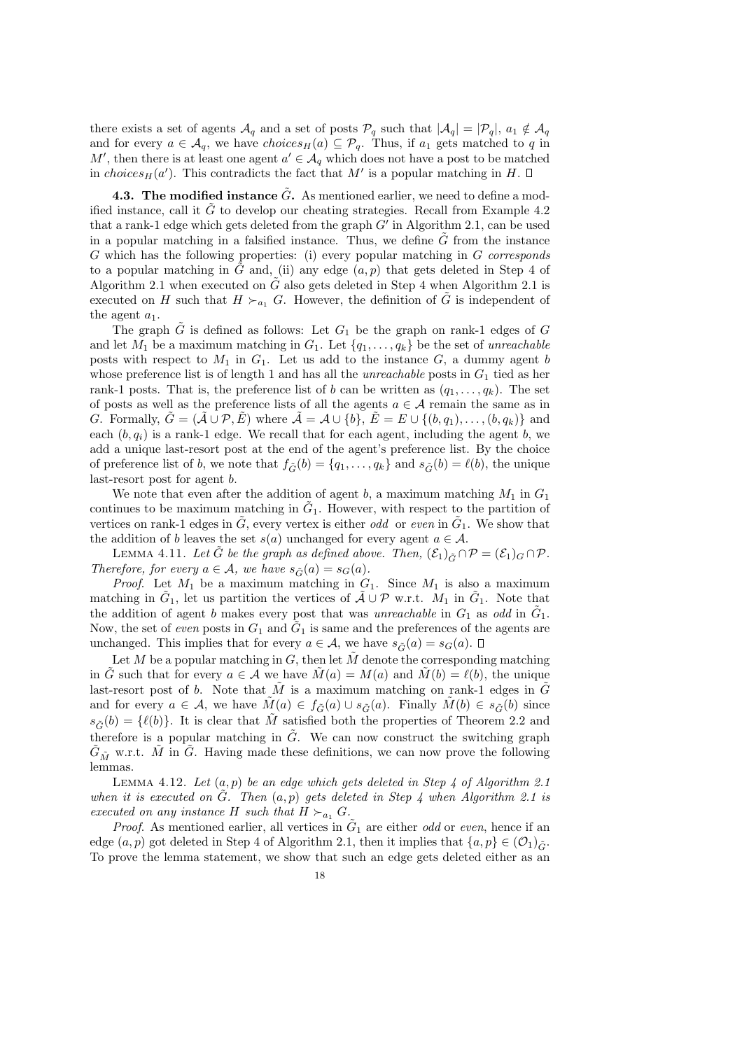there exists a set of agents $\mathcal{A}_q$ and a set of posts $\mathcal{P}_q$ such that $|\mathcal{A}_q| = |\mathcal{P}_q|$, $a_1 \notin \mathcal{A}_q$ and for every $a \in \mathcal{A}_q$, we have $choices_H(a) \subseteq \mathcal{P}_q$. Thus, if $a_1$ gets matched to $q$ in $M'$, then there is at least one agent $a' \in \mathcal{A}_q$ which does not have a post to be matched in $choices_H(a')$. This contradicts the fact that $M'$ is a popular matching in $H$. □

**4.3. The modified instance $\tilde{G}$.** As mentioned earlier, we need to define a modified instance, call it $\tilde{G}$ to develop our cheating strategies. Recall from Example 4.2 that a rank-1 edge which gets deleted from the graph $G'$ in Algorithm 2.1, can be used in a popular matching in a falsified instance. Thus, we define $\tilde{G}$ from the instance $G$ which has the following properties: (i) every popular matching in $G$ *corresponds* to a popular matching in $\tilde{G}$ and, (ii) any edge $(a, p)$ that gets deleted in Step 4 of Algorithm 2.1 when executed on $\tilde{G}$ also gets deleted in Step 4 when Algorithm 2.1 is executed on $H$ such that $H \succ_{a_1} G$. However, the definition of $\tilde{G}$ is independent of the agent $a_1$.

The graph $\tilde{G}$ is defined as follows: Let $G_1$ be the graph on rank-1 edges of $G$ and let $M_1$ be a maximum matching in $G_1$. Let $\{q_1, \ldots, q_k\}$ be the set of *unreachable* posts with respect to $M_1$ in $G_1$. Let us add to the instance $G$, a dummy agent $b$ whose preference list is of length 1 and has all the *unreachable* posts in $G_1$ tied as her rank-1 posts. That is, the preference list of $b$ can be written as $(q_1, \ldots, q_k)$. The set of posts as well as the preference lists of all the agents $a \in \mathcal{A}$ remain the same as in $G$. Formally, $\tilde{G} = (\tilde{\mathcal{A}} \cup \mathcal{P}, \tilde{E})$ where $\tilde{\mathcal{A}} = \mathcal{A} \cup \{b\}$, $\tilde{E} = E \cup \{(b, q_1), \ldots, (b, q_k)\}$ and each $(b, q_i)$ is a rank-1 edge. We recall that for each agent, including the agent $b$, we add a unique last-resort post at the end of the agent's preference list. By the choice of preference list of $b$, we note that $f_{\tilde{G}}(b) = \{q_1, \ldots, q_k\}$ and $s_{\tilde{G}}(b) = \ell(b)$, the unique last-resort post for agent $b$.

We note that even after the addition of agent $b$, a maximum matching $M_1$ in $G_1$ continues to be maximum matching in $\tilde{G}_1$. However, with respect to the partition of vertices on rank-1 edges in $\tilde{G}$, every vertex is either *odd* or *even* in $\tilde{G}_1$. We show that the addition of $b$ leaves the set $s(a)$ unchanged for every agent $a \in \mathcal{A}$.

LEMMA 4.11. *Let $\tilde{G}$ be the graph as defined above. Then, $(\mathcal{E}_1)_{\tilde{G}} \cap \mathcal{P} = (\mathcal{E}_1)_G \cap \mathcal{P}$. Therefore, for every $a \in \mathcal{A}$, we have $s_{\tilde{G}}(a) = s_G(a)$.*

*Proof.* Let $M_1$ be a maximum matching in $G_1$. Since $M_1$ is also a maximum matching in $\tilde{G}_1$, let us partition the vertices of $\tilde{\mathcal{A}} \cup \mathcal{P}$ w.r.t. $M_1$ in $\tilde{G}_1$. Note that the addition of agent $b$ makes every post that was *unreachable* in $G_1$ as *odd* in $\tilde{G}_1$. Now, the set of *even* posts in $G_1$ and $\tilde{G}_1$ is same and the preferences of the agents are unchanged. This implies that for every $a \in \mathcal{A}$, we have $s_{\tilde{G}}(a) = s_G(a)$. □

Let $M$ be a popular matching in $G$, then let $\tilde{M}$ denote the corresponding matching in $\tilde{G}$ such that for every $a \in \mathcal{A}$ we have $\tilde{M}(a) = M(a)$ and $\tilde{M}(b) = \ell(b)$, the unique last-resort post of $b$. Note that $\tilde{M}$ is a maximum matching on rank-1 edges in $\tilde{G}$ and for every $a \in \mathcal{A}$, we have $\tilde{M}(a) \in f_{\tilde{G}}(a) \cup s_{\tilde{G}}(a)$. Finally $\tilde{M}(b) \in s_{\tilde{G}}(b)$ since $s_{\tilde{G}}(b) = \{\ell(b)\}$. It is clear that $\tilde{M}$ satisfied both the properties of Theorem 2.2 and therefore is a popular matching in $\tilde{G}$. We can now construct the switching graph $\tilde{G}_{\tilde{M}}$ w.r.t. $\tilde{M}$ in $\tilde{G}$. Having made these definitions, we can now prove the following lemmas.

LEMMA 4.12. *Let $(a, p)$ be an edge which gets deleted in Step 4 of Algorithm 2.1 when it is executed on $\tilde{G}$. Then $(a, p)$ gets deleted in Step 4 when Algorithm 2.1 is executed on any instance $H$ such that $H \succ_{a_1} G$.*

*Proof.* As mentioned earlier, all vertices in $\tilde{G}_1$ are either *odd* or *even*, hence if an edge $(a, p)$ got deleted in Step 4 of Algorithm 2.1, then it implies that $\{a, p\} \in (\mathcal{O}_1)_{\tilde{G}}$. To prove the lemma statement, we show that such an edge gets deleted either as an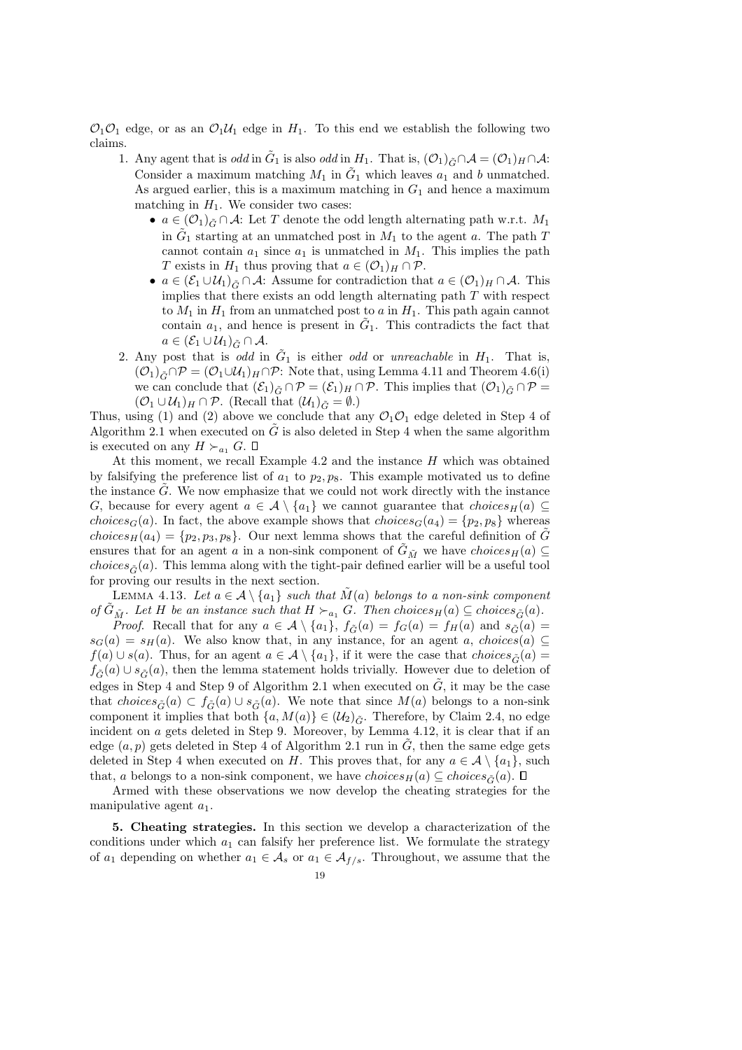$\mathcal{O}_1\mathcal{O}_1$ edge, or as an $\mathcal{O}_1\mathcal{U}_1$ edge in $H_1$. To this end we establish the following two claims.

1. Any agent that is *odd* in $\tilde{G}_1$ is also *odd* in $H_1$. That is, $(\mathcal{O}_1)_{\tilde{G}} \cap \mathcal{A} = (\mathcal{O}_1)_H \cap \mathcal{A}$: Consider a maximum matching $M_1$ in $\tilde{G}_1$ which leaves $a_1$ and $b$ unmatched. As argued earlier, this is a maximum matching in $G_1$ and hence a maximum matching in $H_1$. We consider two cases:
   - $a \in (\mathcal{O}_1)_{\tilde{G}} \cap \mathcal{A}$: Let $T$ denote the odd length alternating path w.r.t. $M_1$ in $\tilde{G}_1$ starting at an unmatched post in $M_1$ to the agent $a$. The path $T$ cannot contain $a_1$ since $a_1$ is unmatched in $M_1$. This implies the path $T$ exists in $H_1$ thus proving that $a \in (\mathcal{O}_1)_H \cap \mathcal{P}$.
   - $a \in (\mathcal{E}_1 \cup \mathcal{U}_1)_{\tilde{G}} \cap \mathcal{A}$: Assume for contradiction that $a \in (\mathcal{O}_1)_H \cap \mathcal{A}$. This implies that there exists an odd length alternating path $T$ with respect to $M_1$ in $H_1$ from an unmatched post to $a$ in $H_1$. This path again cannot contain $a_1$, and hence is present in $\tilde{G}_1$. This contradicts the fact that $a \in (\mathcal{E}_1 \cup \mathcal{U}_1)_{\tilde{G}} \cap \mathcal{A}$.
2. Any post that is *odd* in $\tilde{G}_1$ is either *odd* or *unreachable* in $H_1$. That is, $(\mathcal{O}_1)_{\tilde{G}} \cap \mathcal{P} = (\mathcal{O}_1 \cup \mathcal{U}_1)_H \cap \mathcal{P}$: Note that, using Lemma 4.11 and Theorem 4.6(i) we can conclude that $(\mathcal{E}_1)_{\tilde{G}} \cap \mathcal{P} = (\mathcal{E}_1)_H \cap \mathcal{P}$. This implies that $(\mathcal{O}_1)_{\tilde{G}} \cap \mathcal{P} = (\mathcal{O}_1 \cup \mathcal{U}_1)_H \cap \mathcal{P}$. (Recall that $(\mathcal{U}_1)_{\tilde{G}} = \emptyset$.)

Thus, using (1) and (2) above we conclude that any $\mathcal{O}_1\mathcal{O}_1$ edge deleted in Step 4 of Algorithm 2.1 when executed on $\tilde{G}$ is also deleted in Step 4 when the same algorithm is executed on any $H \succ_{a_1} G$. □

At this moment, we recall Example 4.2 and the instance $H$ which was obtained by falsifying the preference list of $a_1$ to $p_2, p_8$. This example motivated us to define the instance $\tilde{G}$. We now emphasize that we could not work directly with the instance $G$, because for every agent $a \in \mathcal{A} \setminus \{a_1\}$ we cannot guarantee that $choices_H(a) \subseteq choices_G(a)$. In fact, the above example shows that $choices_G(a_4) = \{p_2, p_8\}$ whereas $choices_H(a_4) = \{p_2, p_3, p_8\}$. Our next lemma shows that the careful definition of $\tilde{G}$ ensures that for an agent $a$ in a non-sink component of $\tilde{G}_{\tilde{M}}$ we have $choices_H(a) \subseteq choices_{\tilde{G}}(a)$. This lemma along with the tight-pair defined earlier will be a useful tool for proving our results in the next section.

Lemma 4.13. *Let $a \in \mathcal{A} \setminus \{a_1\}$ such that $\tilde{M}(a)$ belongs to a non-sink component of $\tilde{G}_{\tilde{M}}$. Let $H$ be an instance such that $H \succ_{a_1} G$. Then $choices_H(a) \subseteq choices_{\tilde{G}}(a)$.*

*Proof.* Recall that for any $a \in \mathcal{A} \setminus \{a_1\}$, $f_{\tilde{G}}(a) = f_G(a) = f_H(a)$ and $s_{\tilde{G}}(a) = s_G(a) = s_H(a)$. We also know that, in any instance, for an agent $a$, $choices(a) \subseteq f(a) \cup s(a)$. Thus, for an agent $a \in \mathcal{A} \setminus \{a_1\}$, if it were the case that $choices_{\tilde{G}}(a) = f_{\tilde{G}}(a) \cup s_{\tilde{G}}(a)$, then the lemma statement holds trivially. However due to deletion of edges in Step 4 and Step 9 of Algorithm 2.1 when executed on $\tilde{G}$, it may be the case that $choices_{\tilde{G}}(a) \subset f_{\tilde{G}}(a) \cup s_{\tilde{G}}(a)$. We note that since $M(a)$ belongs to a non-sink component it implies that both $\{a, M(a)\} \in (\mathcal{U}_2)_{\tilde{G}}$. Therefore, by Claim 2.4, no edge incident on $a$ gets deleted in Step 9. Moreover, by Lemma 4.12, it is clear that if an edge $(a, p)$ gets deleted in Step 4 of Algorithm 2.1 run in $\tilde{G}$, then the same edge gets deleted in Step 4 when executed on $H$. This proves that, for any $a \in \mathcal{A} \setminus \{a_1\}$, such that, $a$ belongs to a non-sink component, we have $choices_H(a) \subseteq choices_{\tilde{G}}(a)$. □

Armed with these observations we now develop the cheating strategies for the manipulative agent $a_1$.

## 5. Cheating strategies.

In this section we develop a characterization of the conditions under which $a_1$ can falsify her preference list. We formulate the strategy of $a_1$ depending on whether $a_1 \in \mathcal{A}_s$ or $a_1 \in \mathcal{A}_{f/s}$. Throughout, we assume that the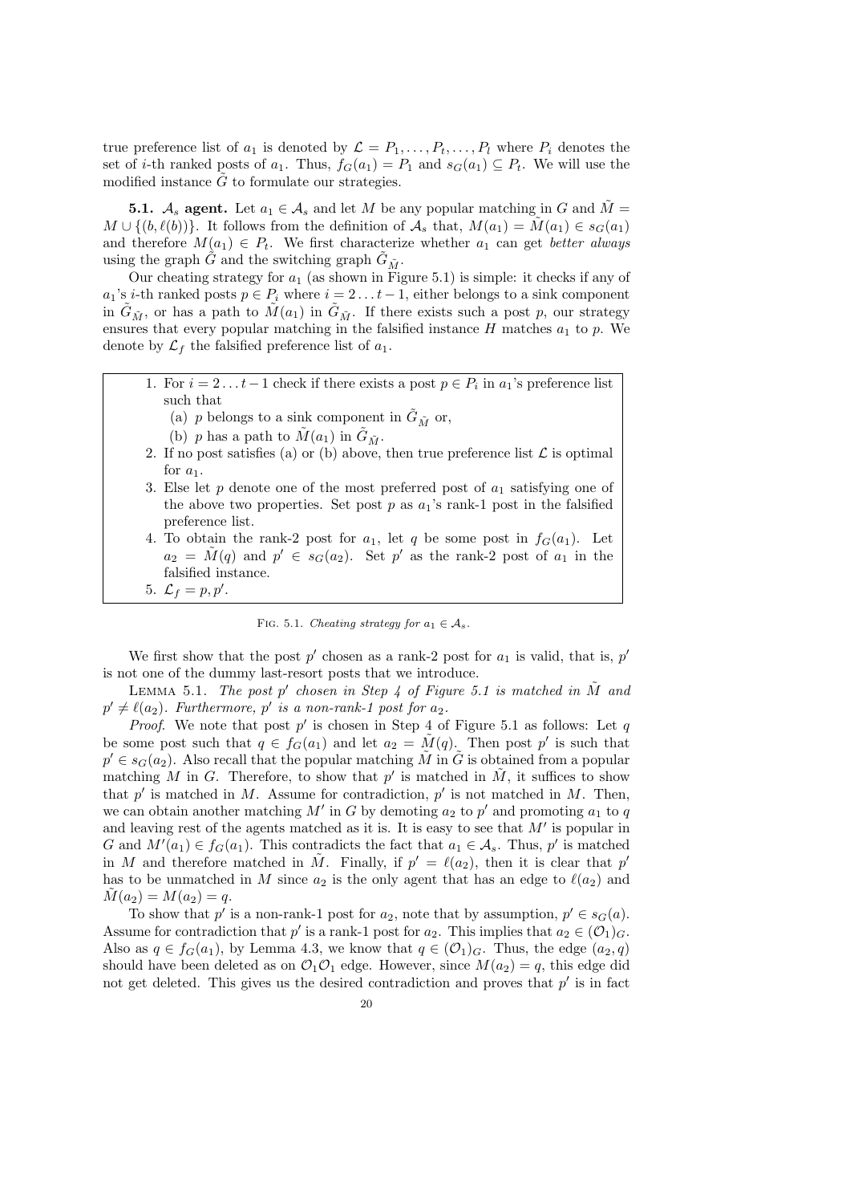true preference list of $a_1$ is denoted by $\mathcal{L} = P_1, \dots, P_t, \dots, P_l$ where $P_i$ denotes the set of $i$-th ranked posts of $a_1$. Thus, $f_G(a_1) = P_1$ and $s_G(a_1) \subseteq P_t$. We will use the modified instance $\tilde{G}$ to formulate our strategies.

**5.1. $\mathcal{A}_s$ agent.** Let $a_1 \in \mathcal{A}_s$ and let $M$ be any popular matching in $G$ and $\tilde{M} = M \cup \{(b, \ell(b))\}$. It follows from the definition of $\mathcal{A}_s$ that, $M(a_1) = \tilde{M}(a_1) \in s_G(a_1)$ and therefore $M(a_1) \in P_t$. We first characterize whether $a_1$ can get *better always* using the graph $\tilde{G}$ and the switching graph $\tilde{G}_{\tilde{M}}$.

Our cheating strategy for $a_1$ (as shown in Figure 5.1) is simple: it checks if any of $a_1$'s $i$-th ranked posts $p \in P_i$ where $i = 2 \dots t-1$, either belongs to a sink component in $\tilde{G}_{\tilde{M}}$, or has a path to $\tilde{M}(a_1)$ in $\tilde{G}_{\tilde{M}}$. If there exists such a post $p$, our strategy ensures that every popular matching in the falsified instance $H$ matches $a_1$ to $p$. We denote by $\mathcal{L}_f$ the falsified preference list of $a_1$.

1. For $i = 2 \dots t-1$ check if there exists a post $p \in P_i$ in $a_1$'s preference list such that
   (a) $p$ belongs to a sink component in $\tilde{G}_{\tilde{M}}$ or,
   (b) $p$ has a path to $\tilde{M}(a_1)$ in $\tilde{G}_{\tilde{M}}$.
2. If no post satisfies (a) or (b) above, then true preference list $\mathcal{L}$ is optimal for $a_1$.
3. Else let $p$ denote one of the most preferred post of $a_1$ satisfying one of the above two properties. Set post $p$ as $a_1$'s rank-1 post in the falsified preference list.
4. To obtain the rank-2 post for $a_1$, let $q$ be some post in $f_G(a_1)$. Let $a_2 = \tilde{M}(q)$ and $p' \in s_G(a_2)$. Set $p'$ as the rank-2 post of $a_1$ in the falsified instance.
5. $\mathcal{L}_f = p, p'$.

FIG. 5.1. *Cheating strategy for $a_1 \in \mathcal{A}_s$.*

We first show that the post $p'$ chosen as a rank-2 post for $a_1$ is valid, that is, $p'$ is not one of the dummy last-resort posts that we introduce.

LEMMA 5.1. *The post $p'$ chosen in Step 4 of Figure 5.1 is matched in $\tilde{M}$ and $p' \neq \ell(a_2)$. Furthermore, $p'$ is a non-rank-1 post for $a_2$.*

*Proof.* We note that post $p'$ is chosen in Step 4 of Figure 5.1 as follows: Let $q$ be some post such that $q \in f_G(a_1)$ and let $a_2 = \tilde{M}(q)$. Then post $p'$ is such that $p' \in s_G(a_2)$. Also recall that the popular matching $\tilde{M}$ in $\tilde{G}$ is obtained from a popular matching $M$ in $G$. Therefore, to show that $p'$ is matched in $\tilde{M}$, it suffices to show that $p'$ is matched in $M$. Assume for contradiction, $p'$ is not matched in $M$. Then, we can obtain another matching $M'$ in $G$ by demoting $a_2$ to $p'$ and promoting $a_1$ to $q$ and leaving rest of the agents matched as it is. It is easy to see that $M'$ is popular in $G$ and $M'(a_1) \in f_G(a_1)$. This contradicts the fact that $a_1 \in \mathcal{A}_s$. Thus, $p'$ is matched in $M$ and therefore matched in $\tilde{M}$. Finally, if $p' = \ell(a_2)$, then it is clear that $p'$ has to be unmatched in $M$ since $a_2$ is the only agent that has an edge to $\ell(a_2)$ and $\tilde{M}(a_2) = M(a_2) = q$.

To show that $p'$ is a non-rank-1 post for $a_2$, note that by assumption, $p' \in s_G(a)$. Assume for contradiction that $p'$ is a rank-1 post for $a_2$. This implies that $a_2 \in (\mathcal{O}_1)_G$. Also as $q \in f_G(a_1)$, by Lemma 4.3, we know that $q \in (\mathcal{O}_1)_G$. Thus, the edge $(a_2, q)$ should have been deleted as on $\mathcal{O}_1\mathcal{O}_1$ edge. However, since $M(a_2) = q$, this edge did not get deleted. This gives us the desired contradiction and proves that $p'$ is in fact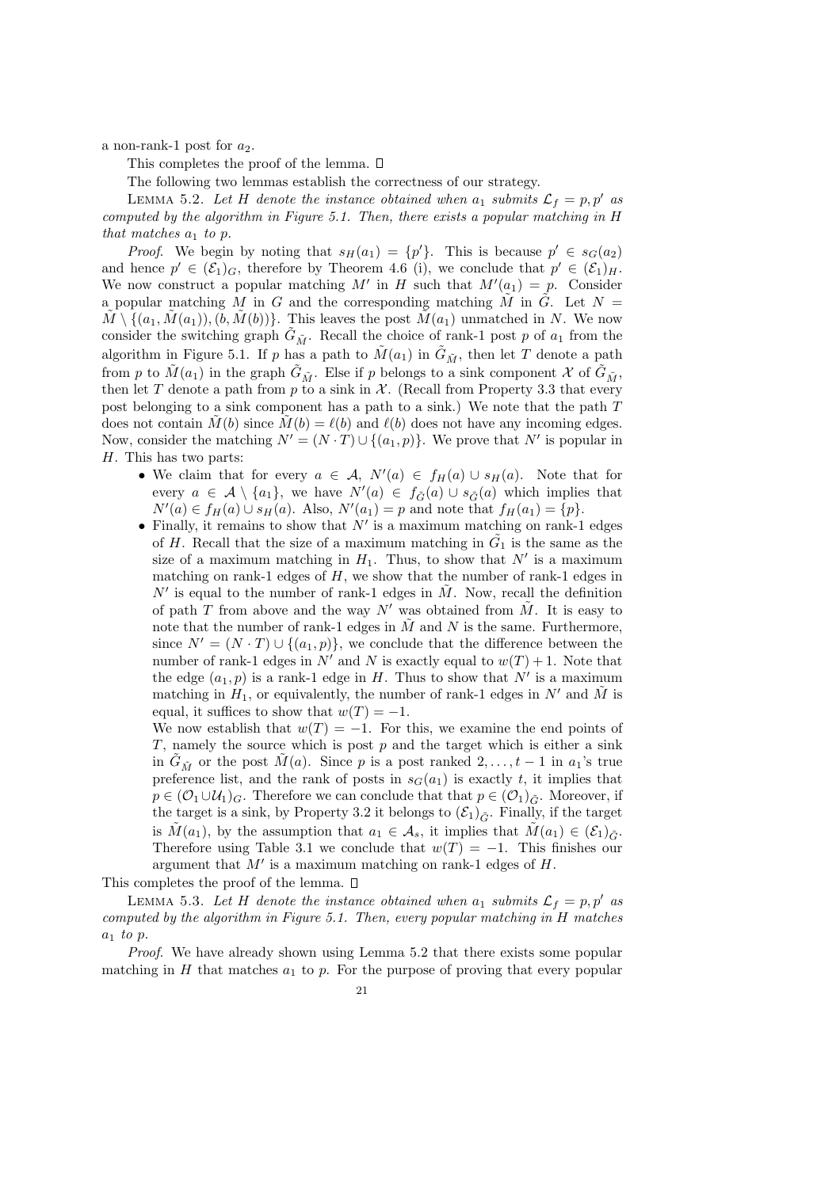a non-rank-1 post for $a_2$.

This completes the proof of the lemma. □

The following two lemmas establish the correctness of our strategy.

LEMMA 5.2. *Let $H$ denote the instance obtained when $a_1$ submits $\mathcal{L}_f = p, p'$ as computed by the algorithm in Figure 5.1. Then, there exists a popular matching in $H$ that matches $a_1$ to $p$.*

*Proof*. We begin by noting that $s_H(a_1) = \{p'\}$. This is because $p' \in s_G(a_2)$ and hence $p' \in (\mathcal{E}_1)_G$, therefore by Theorem 4.6 (i), we conclude that $p' \in (\mathcal{E}_1)_H$. We now construct a popular matching $M'$ in $H$ such that $M'(a_1) = p$. Consider a popular matching $M$ in $G$ and the corresponding matching $\tilde{M}$ in $\tilde{G}$. Let $N = \tilde{M} \setminus \{(a_1, \tilde{M}(a_1)), (b, \tilde{M}(b))\}$. This leaves the post $\tilde{M}(a_1)$ unmatched in $N$. We now consider the switching graph $\tilde{G}_{\tilde{M}}$. Recall the choice of rank-1 post $p$ of $a_1$ from the algorithm in Figure 5.1. If $p$ has a path to $\tilde{M}(a_1)$ in $\tilde{G}_{\tilde{M}}$, then let $T$ denote a path from $p$ to $\tilde{M}(a_1)$ in the graph $\tilde{G}_{\tilde{M}}$. Else if $p$ belongs to a sink component $\mathcal{X}$ of $\tilde{G}_{\tilde{M}}$, then let $T$ denote a path from $p$ to a sink in $\mathcal{X}$. (Recall from Property 3.3 that every post belonging to a sink component has a path to a sink.) We note that the path $T$ does not contain $\tilde{M}(b)$ since $\tilde{M}(b) = \ell(b)$ and $\ell(b)$ does not have any incoming edges. Now, consider the matching $N' = (N \cdot T) \cup \{(a_1, p)\}$. We prove that $N'$ is popular in $H$. This has two parts:

- We claim that for every $a \in \mathcal{A}$, $N'(a) \in f_H(a) \cup s_H(a)$. Note that for every $a \in \mathcal{A} \setminus \{a_1\}$, we have $N'(a) \in f_{\tilde{G}}(a) \cup s_{\tilde{G}}(a)$ which implies that $N'(a) \in f_H(a) \cup s_H(a)$. Also, $N'(a_1) = p$ and note that $f_H(a_1) = \{p\}$.
- Finally, it remains to show that $N'$ is a maximum matching on rank-1 edges of $H$. Recall that the size of a maximum matching in $\tilde{G}_1$ is the same as the size of a maximum matching in $H_1$. Thus, to show that $N'$ is a maximum matching on rank-1 edges of $H$, we show that the number of rank-1 edges in $N'$ is equal to the number of rank-1 edges in $\tilde{M}$. Now, recall the definition of path $T$ from above and the way $N'$ was obtained from $\tilde{M}$. It is easy to note that the number of rank-1 edges in $\tilde{M}$ and $N$ is the same. Furthermore, since $N' = (N \cdot T) \cup \{(a_1, p)\}$, we conclude that the difference between the number of rank-1 edges in $N'$ and $N$ is exactly equal to $w(T) + 1$. Note that the edge $(a_1, p)$ is a rank-1 edge in $H$. Thus to show that $N'$ is a maximum matching in $H_1$, or equivalently, the number of rank-1 edges in $N'$ and $\tilde{M}$ is equal, it suffices to show that $w(T) = -1$.

  We now establish that $w(T) = -1$. For this, we examine the end points of $T$, namely the source which is post $p$ and the target which is either a sink in $\tilde{G}_{\tilde{M}}$ or the post $\tilde{M}(a)$. Since $p$ is a post ranked $2, \ldots, t-1$ in $a_1$'s true preference list, and the rank of posts in $s_G(a_1)$ is exactly $t$, it implies that $p \in (\mathcal{O}_1 \cup \mathcal{U}_1)_G$. Therefore we can conclude that that $p \in (\mathcal{O}_1)_{\tilde{G}}$. Moreover, if the target is a sink, by Property 3.2 it belongs to $(\mathcal{E}_1)_{\tilde{G}}$. Finally, if the target is $\tilde{M}(a_1)$, by the assumption that $a_1 \in \mathcal{A}_s$, it implies that $\tilde{M}(a_1) \in (\mathcal{E}_1)_{\tilde{G}}$. Therefore using Table 3.1 we conclude that $w(T) = -1$. This finishes our argument that $M'$ is a maximum matching on rank-1 edges of $H$.

This completes the proof of the lemma. □

LEMMA 5.3. *Let $H$ denote the instance obtained when $a_1$ submits $\mathcal{L}_f = p, p'$ as computed by the algorithm in Figure 5.1. Then, every popular matching in $H$ matches $a_1$ to $p$.*

*Proof*. We have already shown using Lemma 5.2 that there exists some popular matching in $H$ that matches $a_1$ to $p$. For the purpose of proving that every popular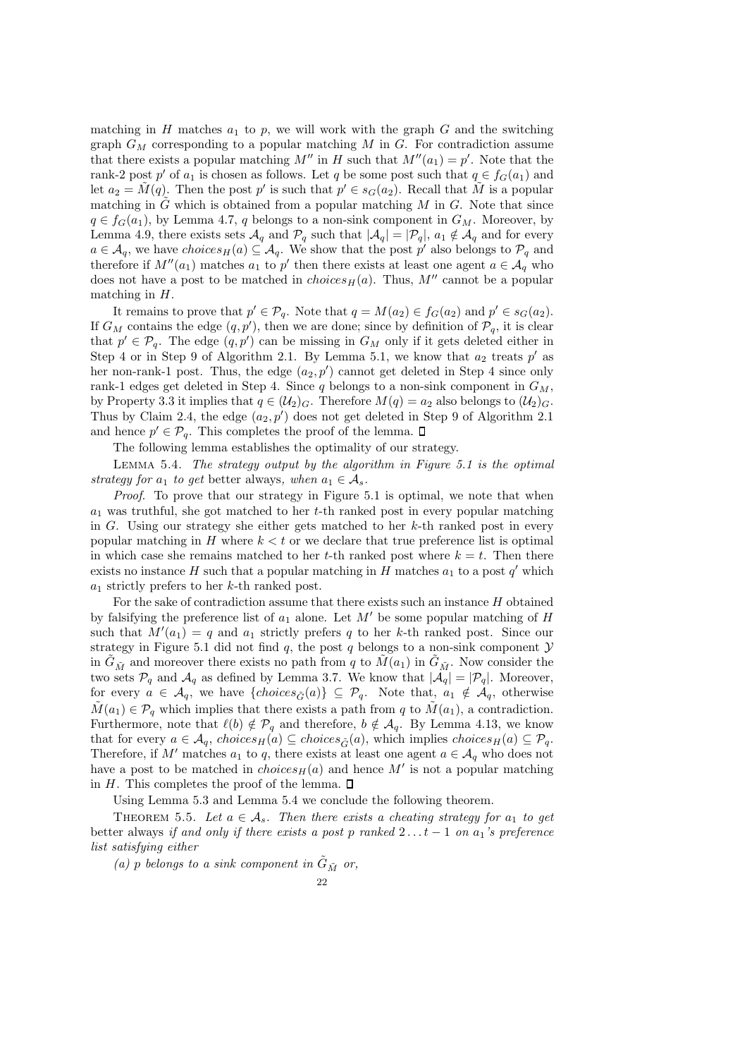matching in $H$ matches $a_1$ to $p$, we will work with the graph $G$ and the switching graph $G_M$ corresponding to a popular matching $M$ in $G$. For contradiction assume that there exists a popular matching $M''$ in $H$ such that $M''(a_1) = p'$. Note that the rank-2 post $p'$ of $a_1$ is chosen as follows. Let $q$ be some post such that $q \in f_G(a_1)$ and let $a_2 = \tilde{M}(q)$. Then the post $p'$ is such that $p' \in s_G(a_2)$. Recall that $\tilde{M}$ is a popular matching in $\tilde{G}$ which is obtained from a popular matching $M$ in $G$. Note that since $q \in f_G(a_1)$, by Lemma 4.7, $q$ belongs to a non-sink component in $G_M$. Moreover, by Lemma 4.9, there exists sets $\mathcal{A}_q$ and $\mathcal{P}_q$ such that $|\mathcal{A}_q| = |\mathcal{P}_q|$, $a_1 \notin \mathcal{A}_q$ and for every $a \in \mathcal{A}_q$, we have $choices_H(a) \subseteq \mathcal{A}_q$. We show that the post $p'$ also belongs to $\mathcal{P}_q$ and therefore if $M''(a_1)$ matches $a_1$ to $p'$ then there exists at least one agent $a \in \mathcal{A}_q$ who does not have a post to be matched in $choices_H(a)$. Thus, $M''$ cannot be a popular matching in $H$.

It remains to prove that $p' \in \mathcal{P}_q$. Note that $q = M(a_2) \in f_G(a_2)$ and $p' \in s_G(a_2)$. If $G_M$ contains the edge $(q, p')$, then we are done; since by definition of $\mathcal{P}_q$, it is clear that $p' \in \mathcal{P}_q$. The edge $(q, p')$ can be missing in $G_M$ only if it gets deleted either in Step 4 or in Step 9 of Algorithm 2.1. By Lemma 5.1, we know that $a_2$ treats $p'$ as her non-rank-1 post. Thus, the edge $(a_2, p')$ cannot get deleted in Step 4 since only rank-1 edges get deleted in Step 4. Since $q$ belongs to a non-sink component in $G_M$, by Property 3.3 it implies that $q \in (\mathcal{U}_2)_G$. Therefore $M(q) = a_2$ also belongs to $(\mathcal{U}_2)_G$. Thus by Claim 2.4, the edge $(a_2, p')$ does not get deleted in Step 9 of Algorithm 2.1 and hence $p' \in \mathcal{P}_q$. This completes the proof of the lemma. ∎

The following lemma establishes the optimality of our strategy.

Lemma 5.4. *The strategy output by the algorithm in Figure 5.1 is the optimal strategy for $a_1$ to get* better always, *when $a_1 \in \mathcal{A}_s$.*

*Proof.* To prove that our strategy in Figure 5.1 is optimal, we note that when $a_1$ was truthful, she got matched to her $t$-th ranked post in every popular matching in $G$. Using our strategy she either gets matched to her $k$-th ranked post in every popular matching in $H$ where $k < t$ or we declare that true preference list is optimal in which case she remains matched to her $t$-th ranked post where $k = t$. Then there exists no instance $H$ such that a popular matching in $H$ matches $a_1$ to a post $q'$ which $a_1$ strictly prefers to her $k$-th ranked post.

For the sake of contradiction assume that there exists such an instance $H$ obtained by falsifying the preference list of $a_1$ alone. Let $M'$ be some popular matching of $H$ such that $M'(a_1) = q$ and $a_1$ strictly prefers $q$ to her $k$-th ranked post. Since our strategy in Figure 5.1 did not find $q$, the post $q$ belongs to a non-sink component $\mathcal{Y}$ in $\tilde{G}_{\tilde{M}}$ and moreover there exists no path from $q$ to $\tilde{M}(a_1)$ in $\tilde{G}_{\tilde{M}}$. Now consider the two sets $\mathcal{P}_q$ and $\mathcal{A}_q$ as defined by Lemma 3.7. We know that $|\mathcal{A}_q| = |\mathcal{P}_q|$. Moreover, for every $a \in \mathcal{A}_q$, we have $\{choices_{\tilde{G}}(a)\} \subseteq \mathcal{P}_q$. Note that, $a_1 \notin \mathcal{A}_q$, otherwise $\tilde{M}(a_1) \in \mathcal{P}_q$ which implies that there exists a path from $q$ to $\tilde{M}(a_1)$, a contradiction. Furthermore, note that $\ell(b) \notin \mathcal{P}_q$ and therefore, $b \notin \mathcal{A}_q$. By Lemma 4.13, we know that for every $a \in \mathcal{A}_q$, $choices_H(a) \subseteq choices_{\tilde{G}}(a)$, which implies $choices_H(a) \subseteq \mathcal{P}_q$. Therefore, if $M'$ matches $a_1$ to $q$, there exists at least one agent $a \in \mathcal{A}_q$ who does not have a post to be matched in $choices_H(a)$ and hence $M'$ is not a popular matching in $H$. This completes the proof of the lemma. ∎

Using Lemma 5.3 and Lemma 5.4 we conclude the following theorem.

Theorem 5.5. *Let $a \in \mathcal{A}_s$. Then there exists a cheating strategy for $a_1$ to get* better always *if and only if there exists a post $p$ ranked $2 \ldots t-1$ on $a_1$'s preference list satisfying either*

*(a) $p$ belongs to a sink component in $\tilde{G}_{\tilde{M}}$ or,*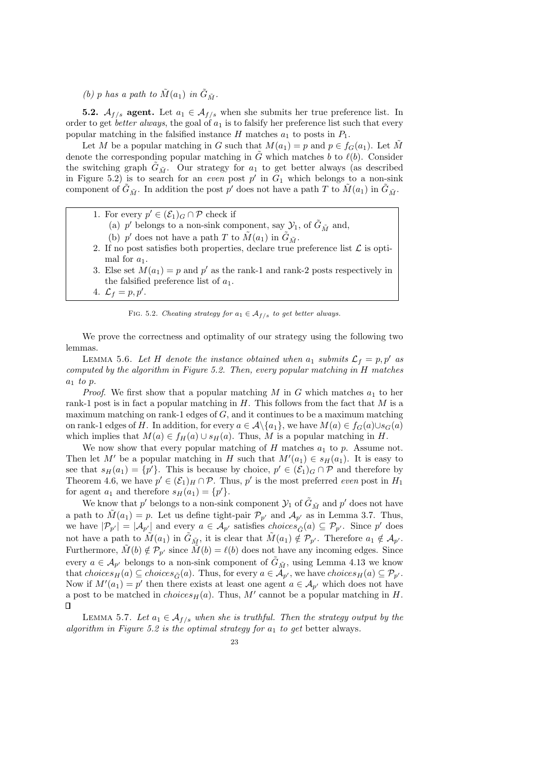(b) $p$ has a path to $\tilde{M}(a_1)$ in $\tilde{G}_{\tilde{M}}$.

**5.2. $\mathcal{A}_{f/s}$ agent.** Let $a_1 \in \mathcal{A}_{f/s}$ when she submits her true preference list. In order to get *better always*, the goal of $a_1$ is to falsify her preference list such that every popular matching in the falsified instance $H$ matches $a_1$ to posts in $P_1$.

Let $M$ be a popular matching in $G$ such that $M(a_1) = p$ and $p \in f_G(a_1)$. Let $\tilde{M}$ denote the corresponding popular matching in $\tilde{G}$ which matches $b$ to $\ell(b)$. Consider the switching graph $\tilde{G}_{\tilde{M}}$. Our strategy for $a_1$ to get better always (as described in Figure 5.2) is to search for an *even* post $p'$ in $G_1$ which belongs to a non-sink component of $\tilde{G}_{\tilde{M}}$. In addition the post $p'$ does not have a path $T$ to $\tilde{M}(a_1)$ in $\tilde{G}_{\tilde{M}}$.

1. For every $p' \in (\mathcal{E}_1)_G \cap \mathcal{P}$ check if
   (a) $p'$ belongs to a non-sink component, say $\mathcal{Y}_1$, of $\tilde{G}_{\tilde{M}}$ and,
   (b) $p'$ does not have a path $T$ to $\tilde{M}(a_1)$ in $\tilde{G}_{\tilde{M}}$.
2. If no post satisfies both properties, declare true preference list $\mathcal{L}$ is optimal for $a_1$.
3. Else set $M(a_1) = p$ and $p'$ as the rank-1 and rank-2 posts respectively in the falsified preference list of $a_1$.
4. $\mathcal{L}_f = p, p'$.

FIG. 5.2. *Cheating strategy for $a_1 \in \mathcal{A}_{f/s}$ to get better always.*

We prove the correctness and optimality of our strategy using the following two lemmas.

LEMMA 5.6. *Let $H$ denote the instance obtained when $a_1$ submits $\mathcal{L}_f = p, p'$ as computed by the algorithm in Figure 5.2. Then, every popular matching in $H$ matches $a_1$ to $p$.*

*Proof.* We first show that a popular matching $M$ in $G$ which matches $a_1$ to her rank-1 post is in fact a popular matching in $H$. This follows from the fact that $M$ is a maximum matching on rank-1 edges of $G$, and it continues to be a maximum matching on rank-1 edges of $H$. In addition, for every $a \in \mathcal{A}\setminus\{a_1\}$, we have $M(a) \in f_G(a) \cup s_G(a)$ which implies that $M(a) \in f_H(a) \cup s_H(a)$. Thus, $M$ is a popular matching in $H$.

We now show that every popular matching of $H$ matches $a_1$ to $p$. Assume not. Then let $M'$ be a popular matching in $H$ such that $M'(a_1) \in s_H(a_1)$. It is easy to see that $s_H(a_1) = \{p'\}$. This is because by choice, $p' \in (\mathcal{E}_1)_G \cap \mathcal{P}$ and therefore by Theorem 4.6, we have $p' \in (\mathcal{E}_1)_H \cap \mathcal{P}$. Thus, $p'$ is the most preferred *even* post in $H_1$ for agent $a_1$ and therefore $s_H(a_1) = \{p'\}$.

We know that $p'$ belongs to a non-sink component $\mathcal{Y}_1$ of $\tilde{G}_{\tilde{M}}$ and $p'$ does not have a path to $\tilde{M}(a_1) = p$. Let us define tight-pair $\mathcal{P}_{p'}$ and $\mathcal{A}_{p'}$ as in Lemma 3.7. Thus, we have $|\mathcal{P}_{p'}| = |\mathcal{A}_{p'}|$ and every $a \in \mathcal{A}_{p'}$ satisfies $choices_{\tilde{G}}(a) \subseteq \mathcal{P}_{p'}$. Since $p'$ does not have a path to $\tilde{M}(a_1)$ in $\tilde{G}_{\tilde{M}}$, it is clear that $\tilde{M}(a_1) \notin \mathcal{P}_{p'}$. Therefore $a_1 \notin \mathcal{A}_{p'}$. Furthermore, $\tilde{M}(b) \notin \mathcal{P}_{p'}$ since $\tilde{M}(b) = \ell(b)$ does not have any incoming edges. Since every $a \in \mathcal{A}_{p'}$ belongs to a non-sink component of $\tilde{G}_{\tilde{M}}$, using Lemma 4.13 we know that $choices_H(a) \subseteq choices_{\tilde{G}}(a)$. Thus, for every $a \in \mathcal{A}_{p'}$, we have $choices_H(a) \subseteq \mathcal{P}_{p'}$. Now if $M'(a_1) = p'$ then there exists at least one agent $a \in \mathcal{A}_{p'}$ which does not have a post to be matched in $choices_H(a)$. Thus, $M'$ cannot be a popular matching in $H$. $\square$

LEMMA 5.7. *Let $a_1 \in \mathcal{A}_{f/s}$ when she is truthful. Then the strategy output by the algorithm in Figure 5.2 is the optimal strategy for $a_1$ to get* better always.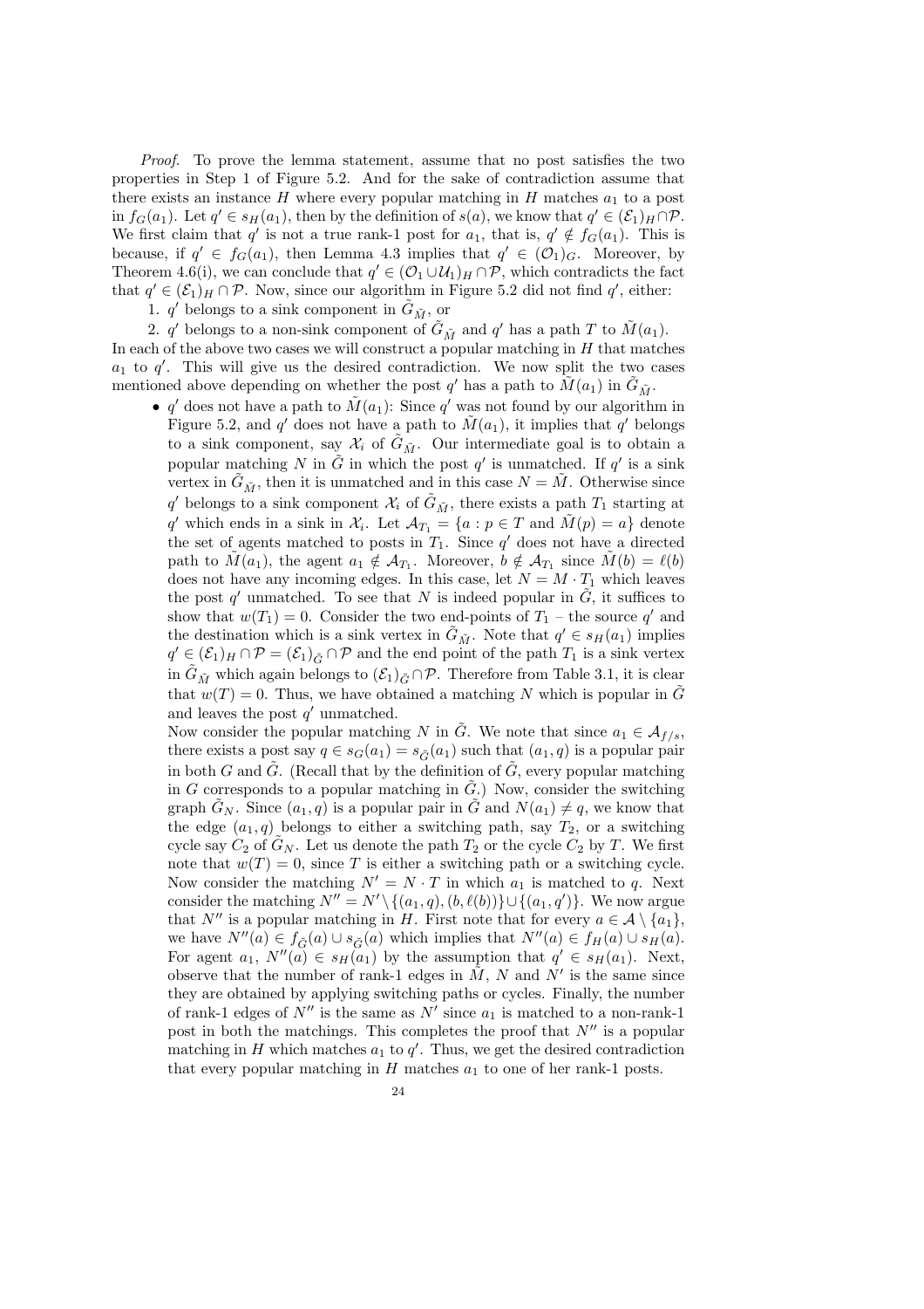*Proof.* To prove the lemma statement, assume that no post satisfies the two properties in Step 1 of Figure 5.2. And for the sake of contradiction assume that there exists an instance $H$ where every popular matching in $H$ matches $a_1$ to a post in $f_G(a_1)$. Let $q' \in s_H(a_1)$, then by the definition of $s(a)$, we know that $q' \in (\mathcal{E}_1)_H \cap \mathcal{P}$. We first claim that $q'$ is not a true rank-1 post for $a_1$, that is, $q' \notin f_G(a_1)$. This is because, if $q' \in f_G(a_1)$, then Lemma 4.3 implies that $q' \in (\mathcal{O}_1)_G$. Moreover, by Theorem 4.6(i), we can conclude that $q' \in (\mathcal{O}_1 \cup \mathcal{U}_1)_H \cap \mathcal{P}$, which contradicts the fact that $q' \in (\mathcal{E}_1)_H \cap \mathcal{P}$. Now, since our algorithm in Figure 5.2 did not find $q'$, either:

1. $q'$ belongs to a sink component in $\tilde{G}_{\tilde{M}}$, or
2. $q'$ belongs to a non-sink component of $\tilde{G}_{\tilde{M}}$ and $q'$ has a path $T$ to $\tilde{M}(a_1)$.

In each of the above two cases we will construct a popular matching in $H$ that matches $a_1$ to $q'$. This will give us the desired contradiction. We now split the two cases mentioned above depending on whether the post $q'$ has a path to $\tilde{M}(a_1)$ in $\tilde{G}_{\tilde{M}}$.

- $q'$ does not have a path to $\tilde{M}(a_1)$: Since $q'$ was not found by our algorithm in Figure 5.2, and $q'$ does not have a path to $\tilde{M}(a_1)$, it implies that $q'$ belongs to a sink component, say $\mathcal{X}_i$ of $\tilde{G}_{\tilde{M}}$. Our intermediate goal is to obtain a popular matching $N$ in $\tilde{G}$ in which the post $q'$ is unmatched. If $q'$ is a sink vertex in $\tilde{G}_{\tilde{M}}$, then it is unmatched and in this case $N = \tilde{M}$. Otherwise since $q'$ belongs to a sink component $\mathcal{X}_i$ of $\tilde{G}_{\tilde{M}}$, there exists a path $T_1$ starting at $q'$ which ends in a sink in $\mathcal{X}_i$. Let $\mathcal{A}_{T_1} = \{a : p \in T \text{ and } \tilde{M}(p) = a\}$ denote the set of agents matched to posts in $T_1$. Since $q'$ does not have a directed path to $\tilde{M}(a_1)$, the agent $a_1 \notin \mathcal{A}_{T_1}$. Moreover, $b \notin \mathcal{A}_{T_1}$ since $\tilde{M}(b) = \ell(b)$ does not have any incoming edges. In this case, let $N = M \cdot T_1$ which leaves the post $q'$ unmatched. To see that $N$ is indeed popular in $\tilde{G}$, it suffices to show that $w(T_1) = 0$. Consider the two end-points of $T_1$ – the source $q'$ and the destination which is a sink vertex in $\tilde{G}_{\tilde{M}}$. Note that $q' \in s_H(a_1)$ implies $q' \in (\mathcal{E}_1)_H \cap \mathcal{P} = (\mathcal{E}_1)_{\tilde{G}} \cap \mathcal{P}$ and the end point of the path $T_1$ is a sink vertex in $\tilde{G}_{\tilde{M}}$ which again belongs to $(\mathcal{E}_1)_{\tilde{G}} \cap \mathcal{P}$. Therefore from Table 3.1, it is clear that $w(T) = 0$. Thus, we have obtained a matching $N$ which is popular in $\tilde{G}$ and leaves the post $q'$ unmatched.

  Now consider the popular matching $N$ in $\tilde{G}$. We note that since $a_1 \in \mathcal{A}_{f/s}$, there exists a post say $q \in s_G(a_1) = s_{\tilde{G}}(a_1)$ such that $(a_1, q)$ is a popular pair in both $G$ and $\tilde{G}$. (Recall that by the definition of $\tilde{G}$, every popular matching in $G$ corresponds to a popular matching in $\tilde{G}$.) Now, consider the switching graph $\tilde{G}_N$. Since $(a_1, q)$ is a popular pair in $\tilde{G}$ and $N(a_1) \neq q$, we know that the edge $(a_1, q)$ belongs to either a switching path, say $T_2$, or a switching cycle say $C_2$ of $\tilde{G}_N$. Let us denote the path $T_2$ or the cycle $C_2$ by $T$. We first note that $w(T) = 0$, since $T$ is either a switching path or a switching cycle. Now consider the matching $N' = N \cdot T$ in which $a_1$ is matched to $q$. Next consider the matching $N'' = N' \setminus \{(a_1, q), (b, \ell(b))\} \cup \{(a_1, q')\}$. We now argue that $N''$ is a popular matching in $H$. First note that for every $a \in \mathcal{A} \setminus \{a_1\}$, we have $N''(a) \in f_{\tilde{G}}(a) \cup s_{\tilde{G}}(a)$ which implies that $N''(a) \in f_H(a) \cup s_H(a)$. For agent $a_1$, $N''(a) \in s_H(a_1)$ by the assumption that $q' \in s_H(a_1)$. Next, observe that the number of rank-1 edges in $\tilde{M}$, $N$ and $N'$ is the same since they are obtained by applying switching paths or cycles. Finally, the number of rank-1 edges of $N''$ is the same as $N'$ since $a_1$ is matched to a non-rank-1 post in both the matchings. This completes the proof that $N''$ is a popular matching in $H$ which matches $a_1$ to $q'$. Thus, we get the desired contradiction that every popular matching in $H$ matches $a_1$ to one of her rank-1 posts.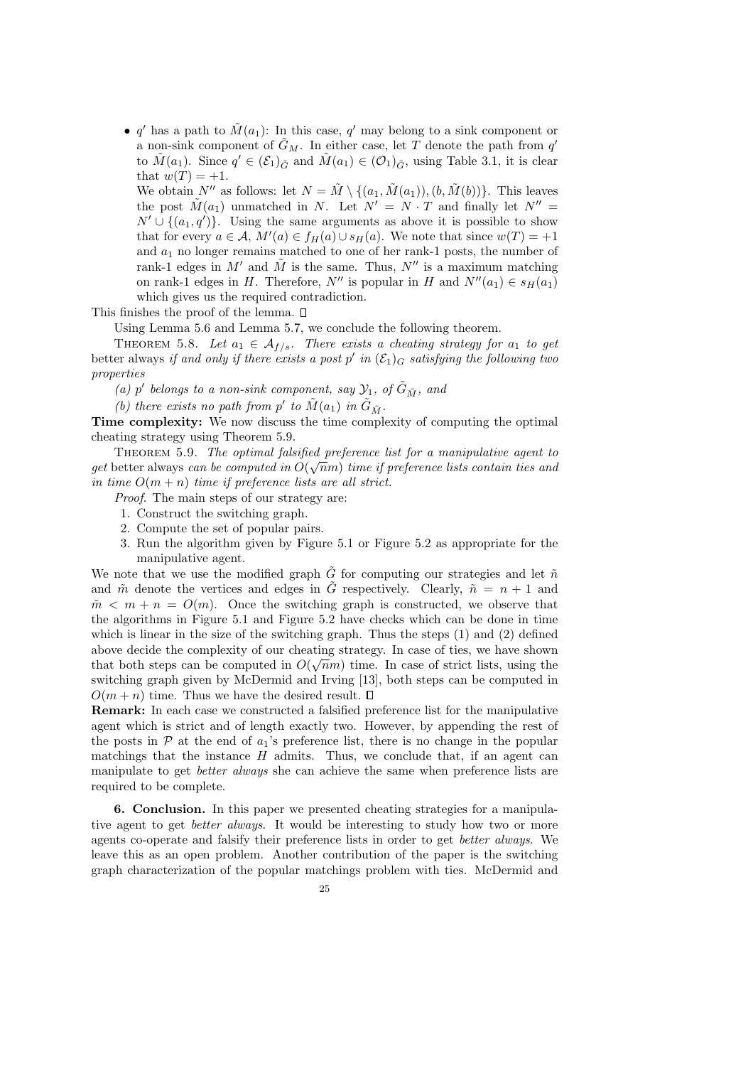- $q'$ has a path to $\tilde{M}(a_1)$: In this case, $q'$ may belong to a sink component or a non-sink component of $\tilde{G}_M$. In either case, let $T$ denote the path from $q'$ to $\tilde{M}(a_1)$. Since $q' \in (\mathcal{E}_1)_{\tilde{G}}$ and $\tilde{M}(a_1) \in (\mathcal{O}_1)_{\tilde{G}}$, using Table 3.1, it is clear that $w(T) = +1$.

  We obtain $N''$ as follows: let $N = \tilde{M} \setminus \{(a_1, \tilde{M}(a_1)), (b, \tilde{M}(b))\}$. This leaves the post $\tilde{M}(a_1)$ unmatched in $N$. Let $N' = N \cdot T$ and finally let $N'' = N' \cup \{(a_1, q')\}$. Using the same arguments as above it is possible to show that for every $a \in \mathcal{A}$, $M'(a) \in f_H(a) \cup s_H(a)$. We note that since $w(T) = +1$ and $a_1$ no longer remains matched to one of her rank-1 posts, the number of rank-1 edges in $M'$ and $\tilde{M}$ is the same. Thus, $N''$ is a maximum matching on rank-1 edges in $H$. Therefore, $N''$ is popular in $H$ and $N''(a_1) \in s_H(a_1)$ which gives us the required contradiction.

This finishes the proof of the lemma. □

Using Lemma 5.6 and Lemma 5.7, we conclude the following theorem.

Theorem 5.8. *Let $a_1 \in \mathcal{A}_{f/s}$. There exists a cheating strategy for $a_1$ to get* better always *if and only if there exists a post $p'$ in $(\mathcal{E}_1)_G$ satisfying the following two properties*

*(a) $p'$ belongs to a non-sink component, say $\mathcal{Y}_1$, of $\tilde{G}_{\tilde{M}}$, and*

*(b) there exists no path from $p'$ to $\tilde{M}(a_1)$ in $\tilde{G}_{\tilde{M}}$.*

**Time complexity:** We now discuss the time complexity of computing the optimal cheating strategy using Theorem 5.9.

Theorem 5.9. *The optimal falsified preference list for a manipulative agent to get* better always *can be computed in $O(\sqrt{n}m)$ time if preference lists contain ties and in time $O(m+n)$ time if preference lists are all strict.*

*Proof.* The main steps of our strategy are:

1. Construct the switching graph.
2. Compute the set of popular pairs.
3. Run the algorithm given by Figure 5.1 or Figure 5.2 as appropriate for the manipulative agent.

We note that we use the modified graph $\tilde{G}$ for computing our strategies and let $\tilde{n}$ and $\tilde{m}$ denote the vertices and edges in $\tilde{G}$ respectively. Clearly, $\tilde{n} = n + 1$ and $\tilde{m} < m + n = O(m)$. Once the switching graph is constructed, we observe that the algorithms in Figure 5.1 and Figure 5.2 have checks which can be done in time which is linear in the size of the switching graph. Thus the steps (1) and (2) defined above decide the complexity of our cheating strategy. In case of ties, we have shown that both steps can be computed in $O(\sqrt{n}m)$ time. In case of strict lists, using the switching graph given by McDermid and Irving [13], both steps can be computed in $O(m+n)$ time. Thus we have the desired result. □

**Remark:** In each case we constructed a falsified preference list for the manipulative agent which is strict and of length exactly two. However, by appending the rest of the posts in $\mathcal{P}$ at the end of $a_1$'s preference list, there is no change in the popular matchings that the instance $H$ admits. Thus, we conclude that, if an agent can manipulate to get *better always* she can achieve the same when preference lists are required to be complete.

## 6. Conclusion.

In this paper we presented cheating strategies for a manipulative agent to get *better always*. It would be interesting to study how two or more agents co-operate and falsify their preference lists in order to get *better always*. We leave this as an open problem. Another contribution of the paper is the switching graph characterization of the popular matchings problem with ties. McDermid and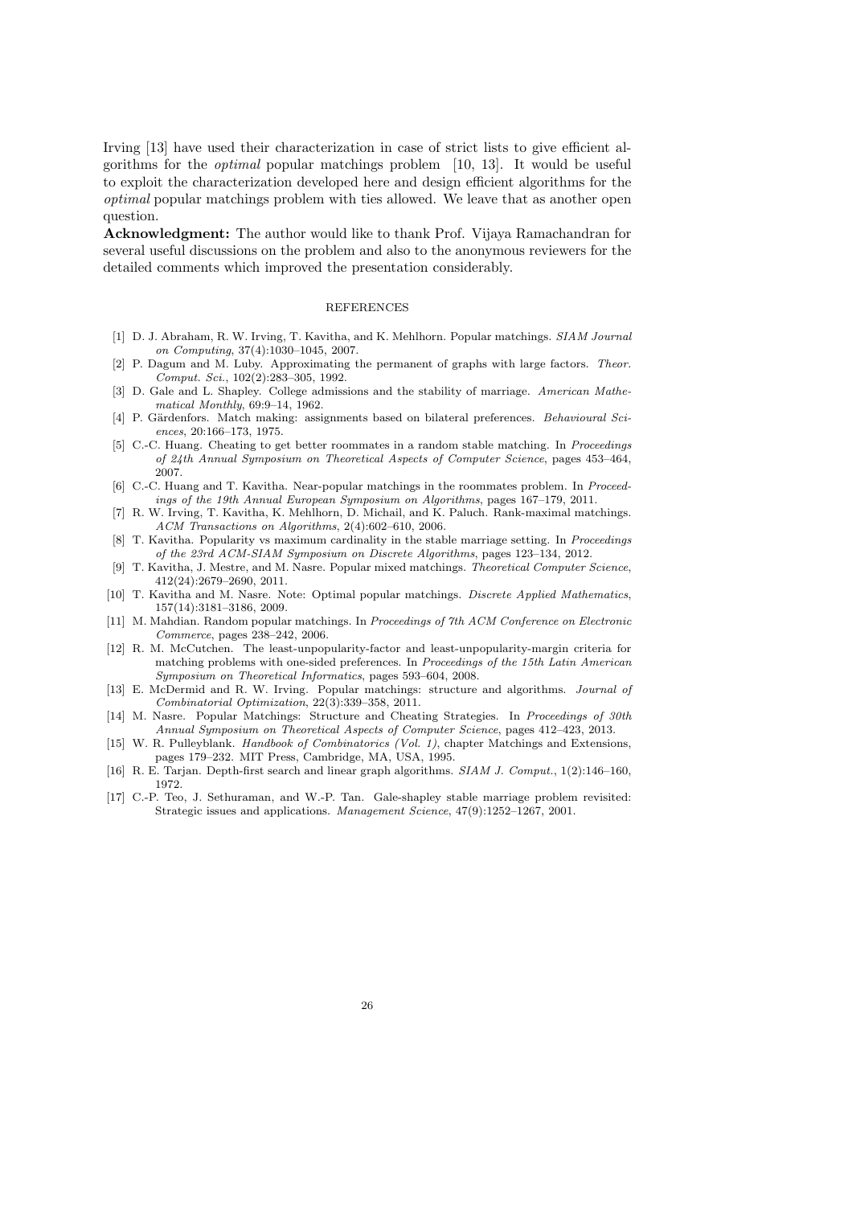Irving [13] have used their characterization in case of strict lists to give efficient algorithms for the *optimal* popular matchings problem [10, 13]. It would be useful to exploit the characterization developed here and design efficient algorithms for the *optimal* popular matchings problem with ties allowed. We leave that as another open question.

**Acknowledgment:** The author would like to thank Prof. Vijaya Ramachandran for several useful discussions on the problem and also to the anonymous reviewers for the detailed comments which improved the presentation considerably.

## REFERENCES

[1] D. J. Abraham, R. W. Irving, T. Kavitha, and K. Mehlhorn. Popular matchings. *SIAM Journal on Computing*, 37(4):1030–1045, 2007.

[2] P. Dagum and M. Luby. Approximating the permanent of graphs with large factors. *Theor. Comput. Sci.*, 102(2):283–305, 1992.

[3] D. Gale and L. Shapley. College admissions and the stability of marriage. *American Mathematical Monthly*, 69:9–14, 1962.

[4] P. Gärdenfors. Match making: assignments based on bilateral preferences. *Behavioural Sciences*, 20:166–173, 1975.

[5] C.-C. Huang. Cheating to get better roommates in a random stable matching. In *Proceedings of 24th Annual Symposium on Theoretical Aspects of Computer Science*, pages 453–464, 2007.

[6] C.-C. Huang and T. Kavitha. Near-popular matchings in the roommates problem. In *Proceedings of the 19th Annual European Symposium on Algorithms*, pages 167–179, 2011.

[7] R. W. Irving, T. Kavitha, K. Mehlhorn, D. Michail, and K. Paluch. Rank-maximal matchings. *ACM Transactions on Algorithms*, 2(4):602–610, 2006.

[8] T. Kavitha. Popularity vs maximum cardinality in the stable marriage setting. In *Proceedings of the 23rd ACM-SIAM Symposium on Discrete Algorithms*, pages 123–134, 2012.

[9] T. Kavitha, J. Mestre, and M. Nasre. Popular mixed matchings. *Theoretical Computer Science*, 412(24):2679–2690, 2011.

[10] T. Kavitha and M. Nasre. Note: Optimal popular matchings. *Discrete Applied Mathematics*, 157(14):3181–3186, 2009.

[11] M. Mahdian. Random popular matchings. In *Proceedings of 7th ACM Conference on Electronic Commerce*, pages 238–242, 2006.

[12] R. M. McCutchen. The least-unpopularity-factor and least-unpopularity-margin criteria for matching problems with one-sided preferences. In *Proceedings of the 15th Latin American Symposium on Theoretical Informatics*, pages 593–604, 2008.

[13] E. McDermid and R. W. Irving. Popular matchings: structure and algorithms. *Journal of Combinatorial Optimization*, 22(3):339–358, 2011.

[14] M. Nasre. Popular Matchings: Structure and Cheating Strategies. In *Proceedings of 30th Annual Symposium on Theoretical Aspects of Computer Science*, pages 412–423, 2013.

[15] W. R. Pulleyblank. *Handbook of Combinatorics (Vol. 1)*, chapter Matchings and Extensions, pages 179–232. MIT Press, Cambridge, MA, USA, 1995.

[16] R. E. Tarjan. Depth-first search and linear graph algorithms. *SIAM J. Comput.*, 1(2):146–160, 1972.

[17] C.-P. Teo, J. Sethuraman, and W.-P. Tan. Gale-shapley stable marriage problem revisited: Strategic issues and applications. *Management Science*, 47(9):1252–1267, 2001.